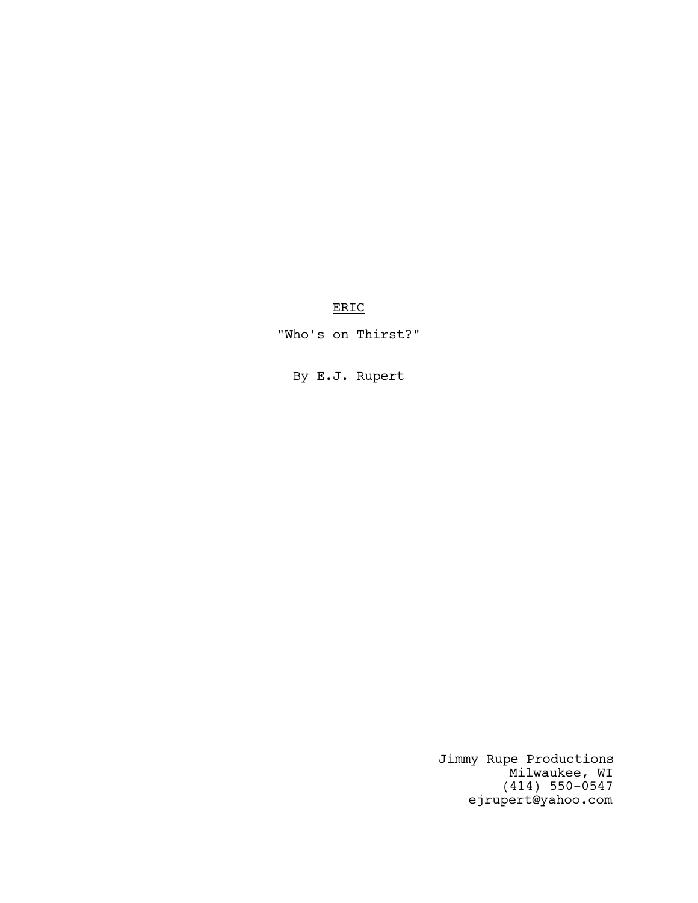<u>ERIC</u>

"Who's on Thirst?"

By E.J. Rupert

Jimmy Rupe Productions
Milwaukee, WI
(414) 550-0547
ejrupert@yahoo.com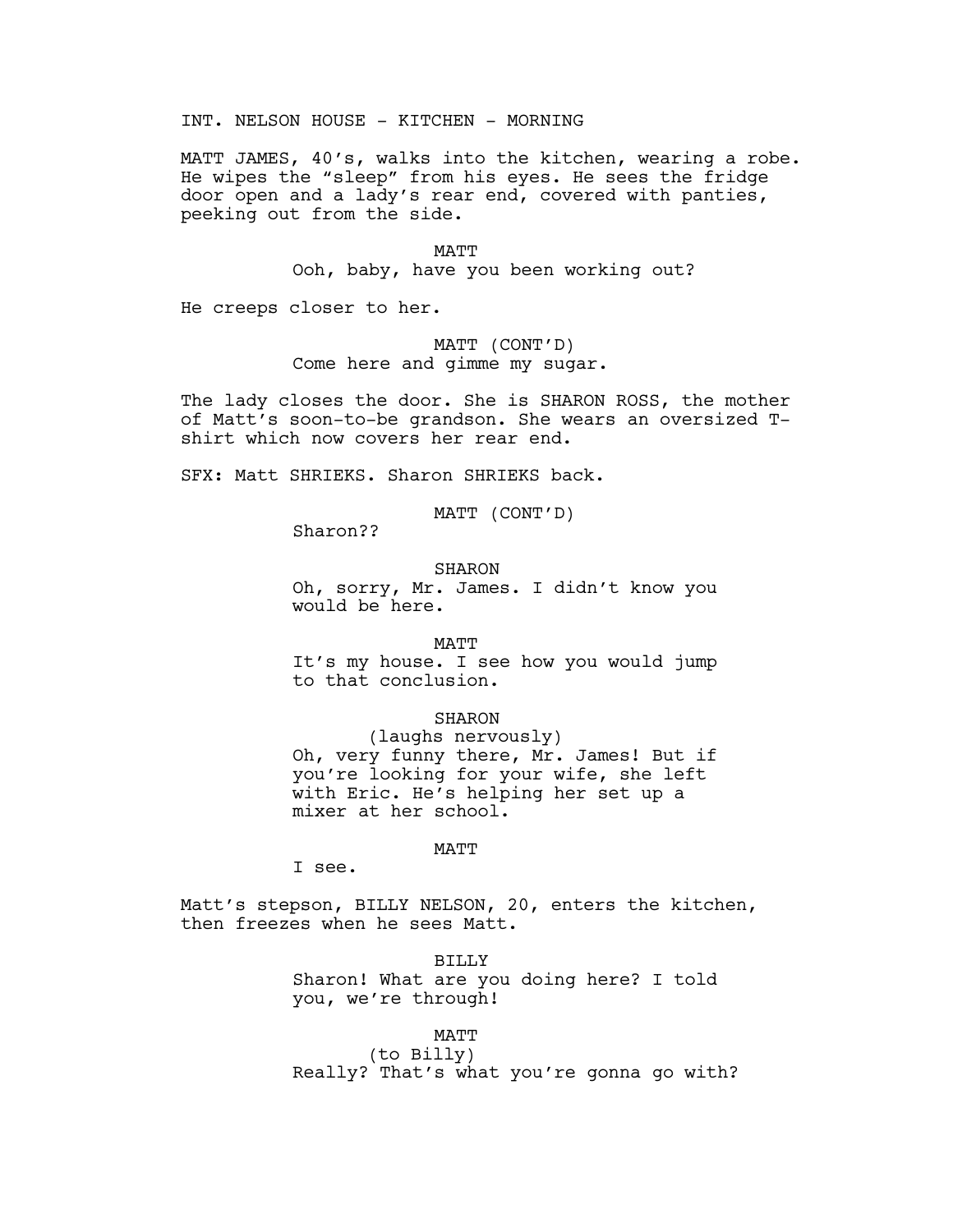INT. NELSON HOUSE - KITCHEN - MORNING

MATT JAMES, 40's, walks into the kitchen, wearing a robe. He wipes the "sleep" from his eyes. He sees the fridge door open and a lady's rear end, covered with panties, peeking out from the side.

MATT
Ooh, baby, have you been working out?

He creeps closer to her.

MATT (CONT'D)
Come here and gimme my sugar.

The lady closes the door. She is SHARON ROSS, the mother of Matt's soon-to-be grandson. She wears an oversized T-shirt which now covers her rear end.

SFX: Matt SHRIEKS. Sharon SHRIEKS back.

MATT (CONT'D)
Sharon??

SHARON
Oh, sorry, Mr. James. I didn't know you would be here.

MATT
It's my house. I see how you would jump to that conclusion.

SHARON
(laughs nervously)
Oh, very funny there, Mr. James! But if you're looking for your wife, she left with Eric. He's helping her set up a mixer at her school.

MATT
I see.

Matt's stepson, BILLY NELSON, 20, enters the kitchen, then freezes when he sees Matt.

BILLY
Sharon! What are you doing here? I told you, we're through!

MATT
(to Billy)
Really? That's what you're gonna go with?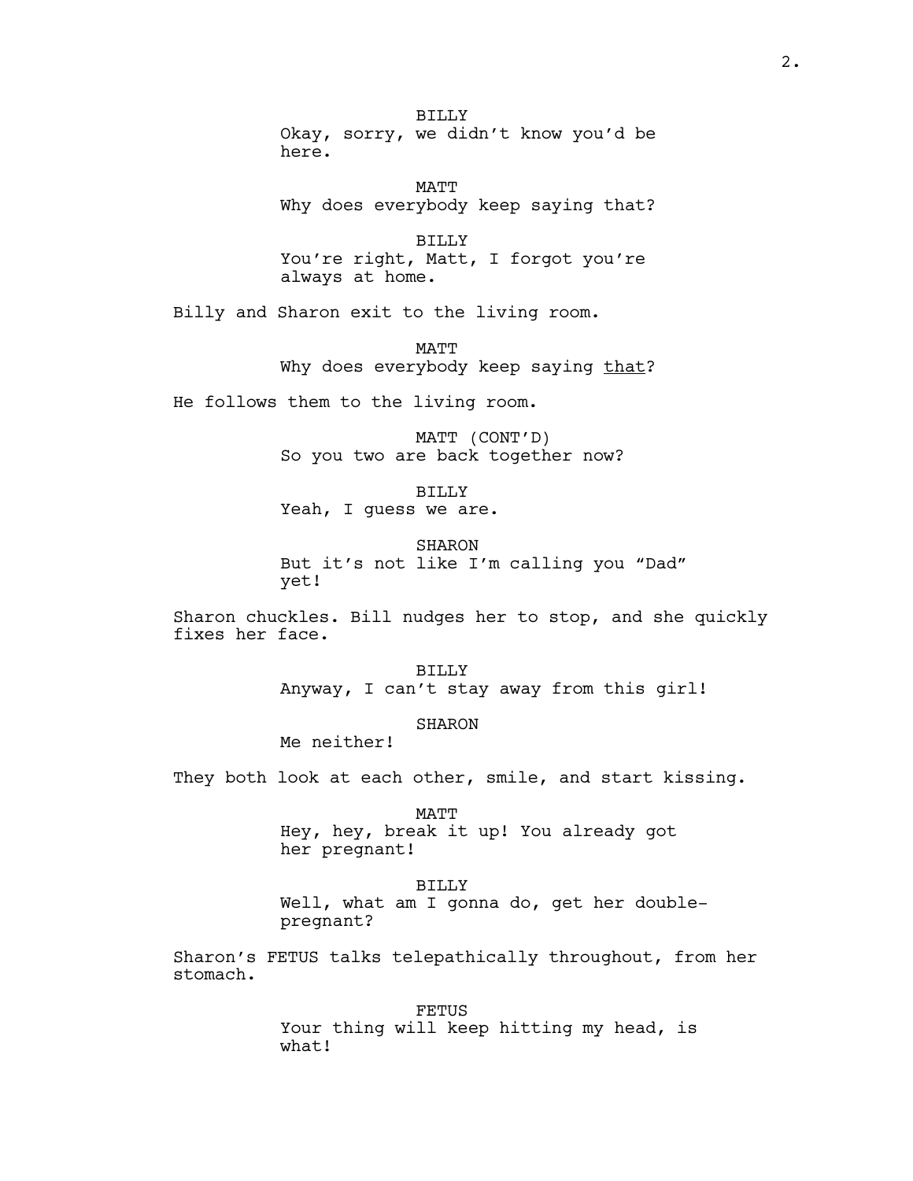BILLY
Okay, sorry, we didn't know you'd be here.

MATT
Why does everybody keep saying that?

BILLY
You're right, Matt, I forgot you're always at home.

Billy and Sharon exit to the living room.

MATT
Why does everybody keep saying <u>that</u>?

He follows them to the living room.

MATT (CONT'D)
So you two are back together now?

BILLY
Yeah, I guess we are.

SHARON
But it's not like I'm calling you "Dad" yet!

Sharon chuckles. Bill nudges her to stop, and she quickly fixes her face.

BILLY
Anyway, I can't stay away from this girl!

SHARON
Me neither!

They both look at each other, smile, and start kissing.

MATT
Hey, hey, break it up! You already got her pregnant!

BILLY
Well, what am I gonna do, get her double-pregnant?

Sharon's FETUS talks telepathically throughout, from her stomach.

FETUS
Your thing will keep hitting my head, is what!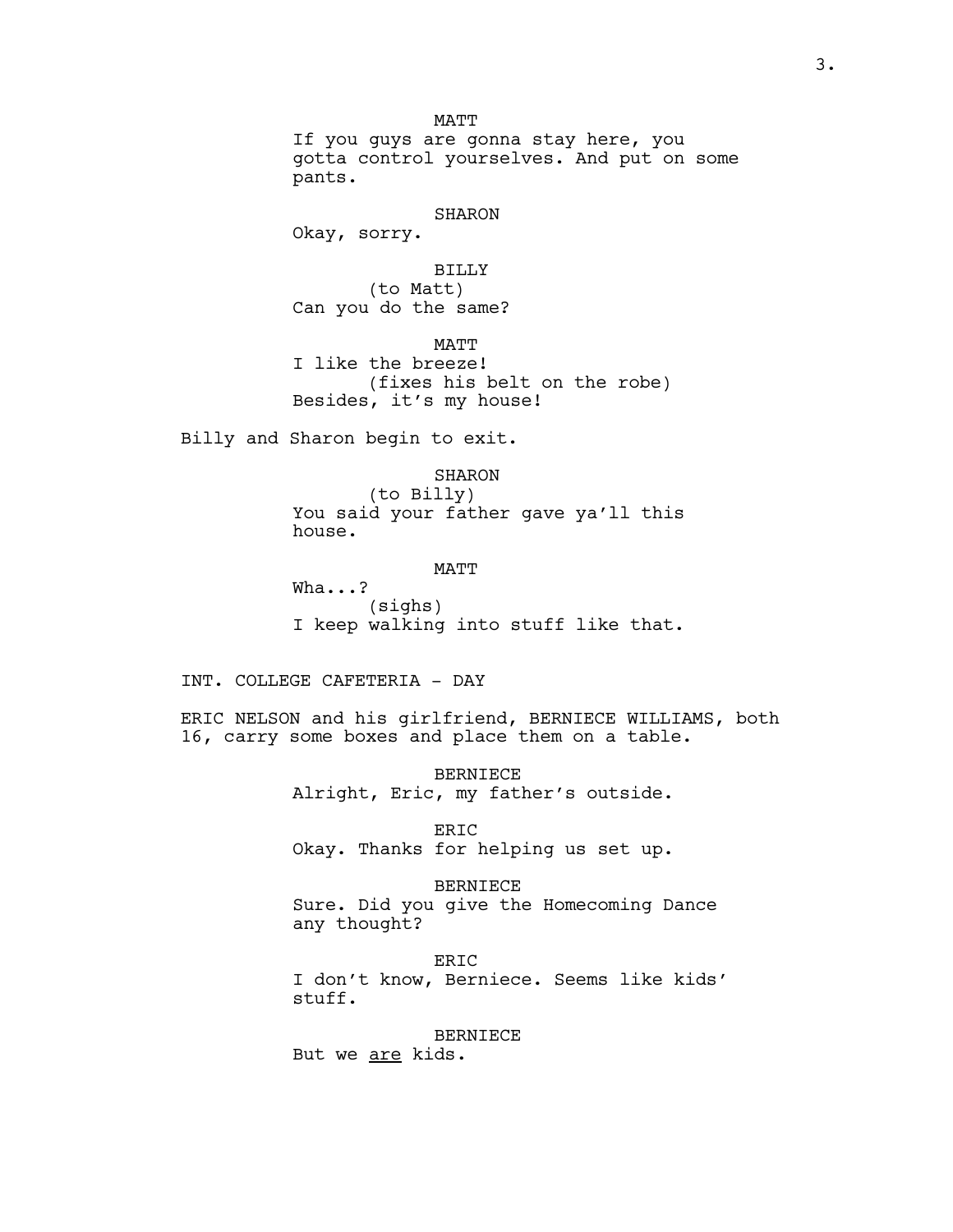MATT
If you guys are gonna stay here, you gotta control yourselves. And put on some pants.

SHARON
Okay, sorry.

BILLY
(to Matt)
Can you do the same?

MATT
I like the breeze!
(fixes his belt on the robe)
Besides, it's my house!

Billy and Sharon begin to exit.

SHARON
(to Billy)
You said your father gave ya'll this house.

MATT
Wha...?
(sighs)
I keep walking into stuff like that.

INT. COLLEGE CAFETERIA - DAY

ERIC NELSON and his girlfriend, BERNIECE WILLIAMS, both 16, carry some boxes and place them on a table.

BERNIECE
Alright, Eric, my father's outside.

ERIC
Okay. Thanks for helping us set up.

BERNIECE
Sure. Did you give the Homecoming Dance any thought?

ERIC
I don't know, Berniece. Seems like kids' stuff.

BERNIECE
But we <u>are</u> kids.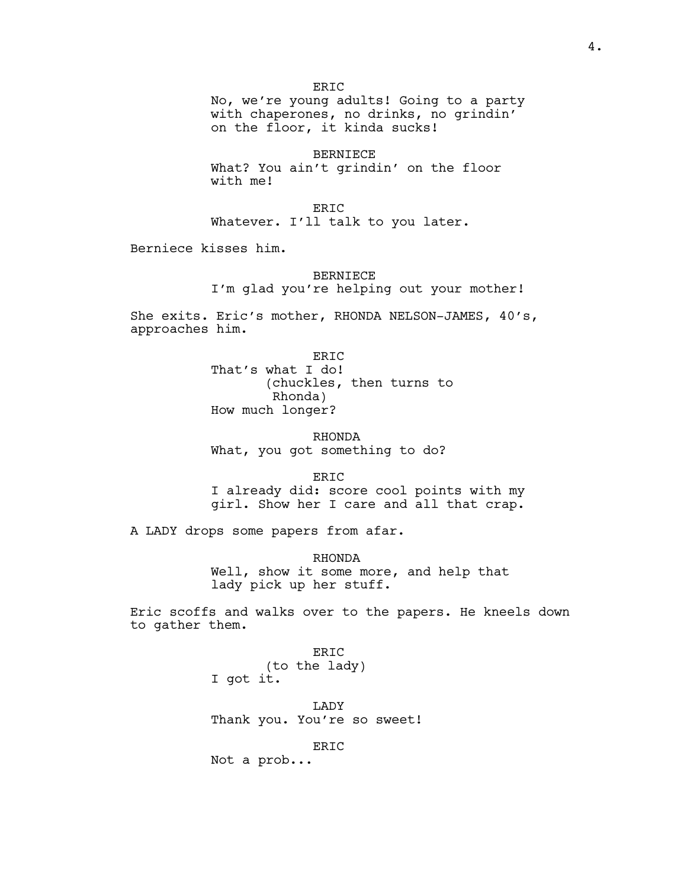ERIC
No, we're young adults! Going to a party with chaperones, no drinks, no grindin' on the floor, it kinda sucks!

BERNIECE
What? You ain't grindin' on the floor with me!

ERIC
Whatever. I'll talk to you later.

Berniece kisses him.

BERNIECE
I'm glad you're helping out your mother!

She exits. Eric's mother, RHONDA NELSON-JAMES, 40's, approaches him.

ERIC
That's what I do!
(chuckles, then turns to Rhonda)
How much longer?

RHONDA
What, you got something to do?

ERIC
I already did: score cool points with my girl. Show her I care and all that crap.

A LADY drops some papers from afar.

RHONDA
Well, show it some more, and help that lady pick up her stuff.

Eric scoffs and walks over to the papers. He kneels down to gather them.

ERIC
(to the lady)
I got it.

LADY
Thank you. You're so sweet!

ERIC
Not a prob...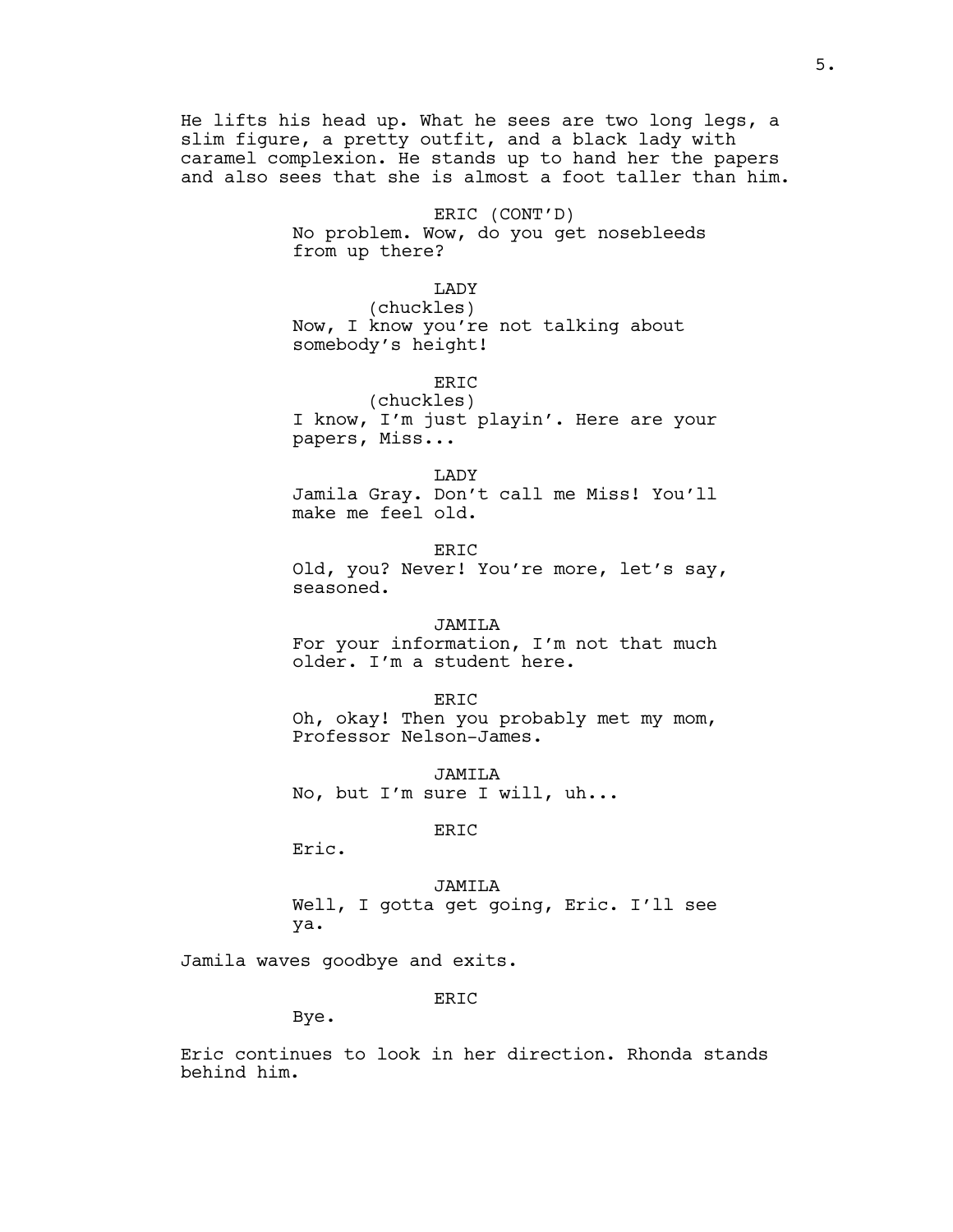He lifts his head up. What he sees are two long legs, a slim figure, a pretty outfit, and a black lady with caramel complexion. He stands up to hand her the papers and also sees that she is almost a foot taller than him.

ERIC (CONT'D)
No problem. Wow, do you get nosebleeds from up there?

LADY
(chuckles)
Now, I know you're not talking about somebody's height!

ERIC
(chuckles)
I know, I'm just playin'. Here are your papers, Miss...

LADY
Jamila Gray. Don't call me Miss! You'll make me feel old.

ERIC
Old, you? Never! You're more, let's say, seasoned.

JAMILA
For your information, I'm not that much older. I'm a student here.

ERIC
Oh, okay! Then you probably met my mom, Professor Nelson-James.

JAMILA
No, but I'm sure I will, uh...

ERIC
Eric.

JAMILA
Well, I gotta get going, Eric. I'll see ya.

Jamila waves goodbye and exits.

ERIC
Bye.

Eric continues to look in her direction. Rhonda stands behind him.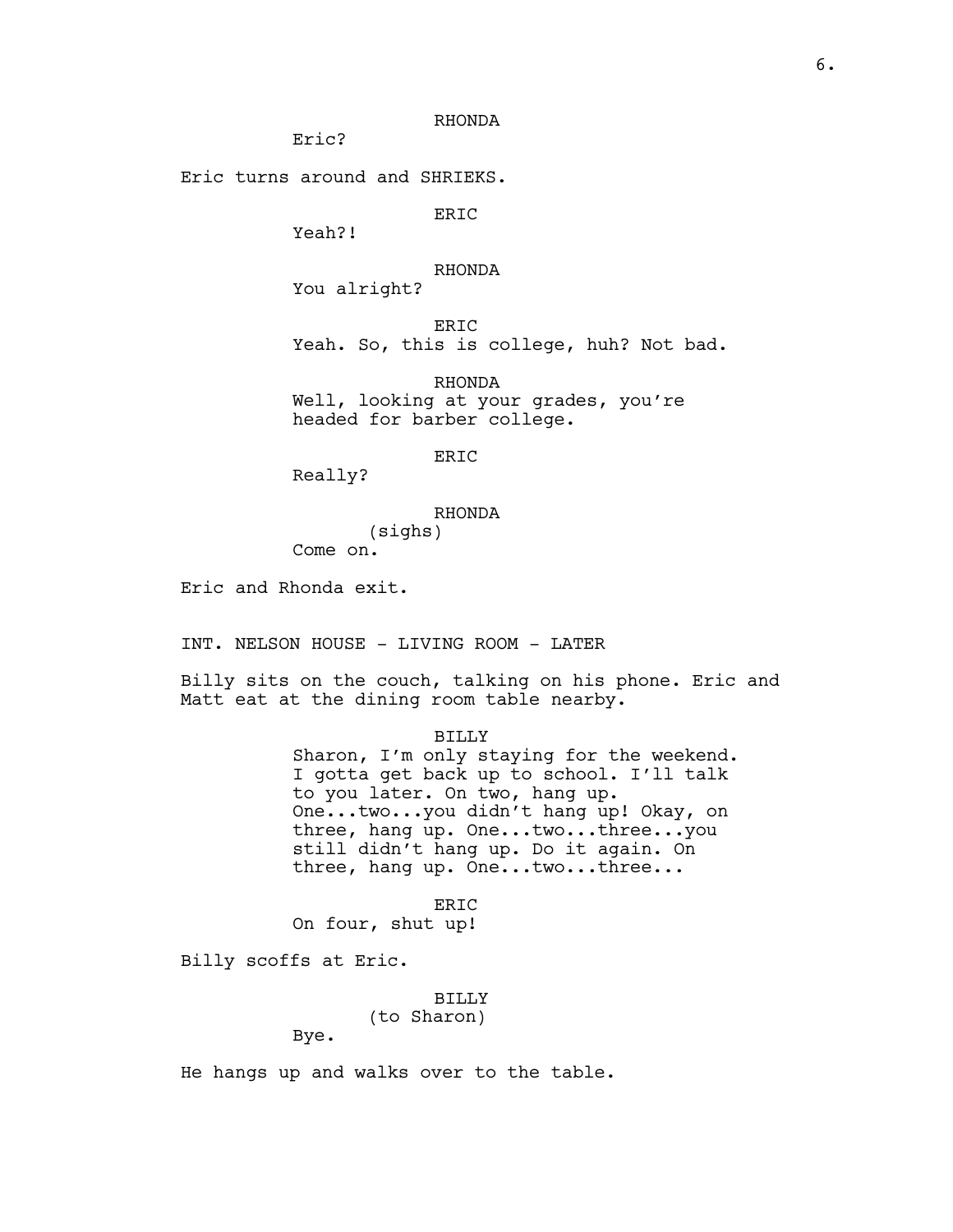RHONDA

Eric?

Eric turns around and SHRIEKS.

ERIC

Yeah?!

RHONDA

You alright?

ERIC

Yeah. So, this is college, huh? Not bad.

RHONDA

Well, looking at your grades, you're headed for barber college.

ERIC

Really?

RHONDA

(sighs)

Come on.

Eric and Rhonda exit.

INT. NELSON HOUSE - LIVING ROOM - LATER

Billy sits on the couch, talking on his phone. Eric and Matt eat at the dining room table nearby.

BILLY

Sharon, I'm only staying for the weekend. I gotta get back up to school. I'll talk to you later. On two, hang up. One...two...you didn't hang up! Okay, on three, hang up. One...two...three...you still didn't hang up. Do it again. On three, hang up. One...two...three...

ERIC

On four, shut up!

Billy scoffs at Eric.

BILLY

(to Sharon)

Bye.

He hangs up and walks over to the table.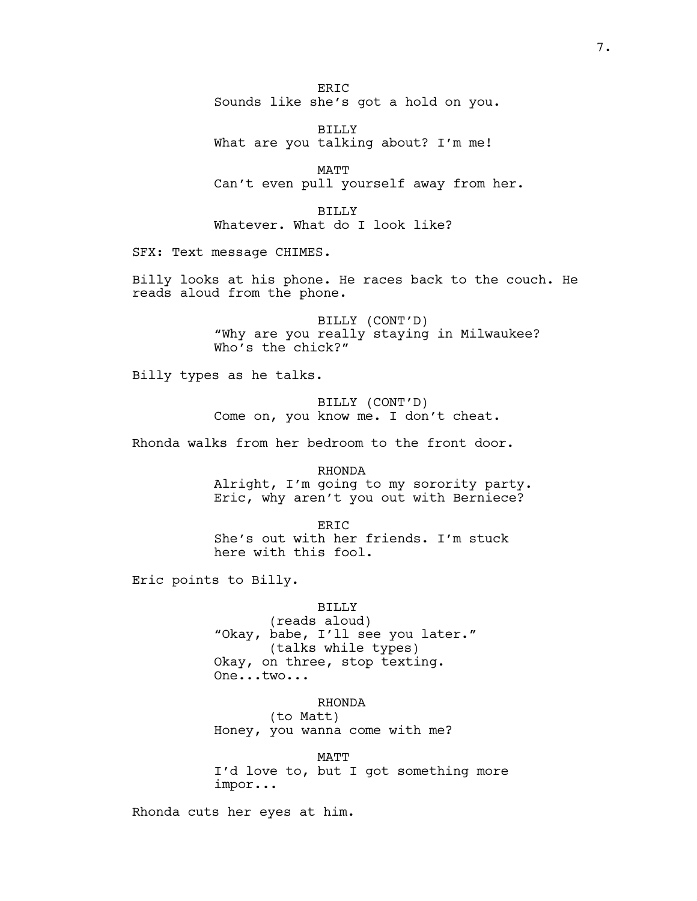ERIC
Sounds like she's got a hold on you.

BILLY
What are you talking about? I'm me!

MATT
Can't even pull yourself away from her.

BILLY
Whatever. What do I look like?

SFX: Text message CHIMES.

Billy looks at his phone. He races back to the couch. He reads aloud from the phone.

BILLY (CONT'D)
"Why are you really staying in Milwaukee? Who's the chick?"

Billy types as he talks.

BILLY (CONT'D)
Come on, you know me. I don't cheat.

Rhonda walks from her bedroom to the front door.

RHONDA
Alright, I'm going to my sorority party. Eric, why aren't you out with Berniece?

ERIC
She's out with her friends. I'm stuck here with this fool.

Eric points to Billy.

BILLY
(reads aloud)
"Okay, babe, I'll see you later."
(talks while types)
Okay, on three, stop texting. One...two...

RHONDA
(to Matt)
Honey, you wanna come with me?

MATT
I'd love to, but I got something more impor...

Rhonda cuts her eyes at him.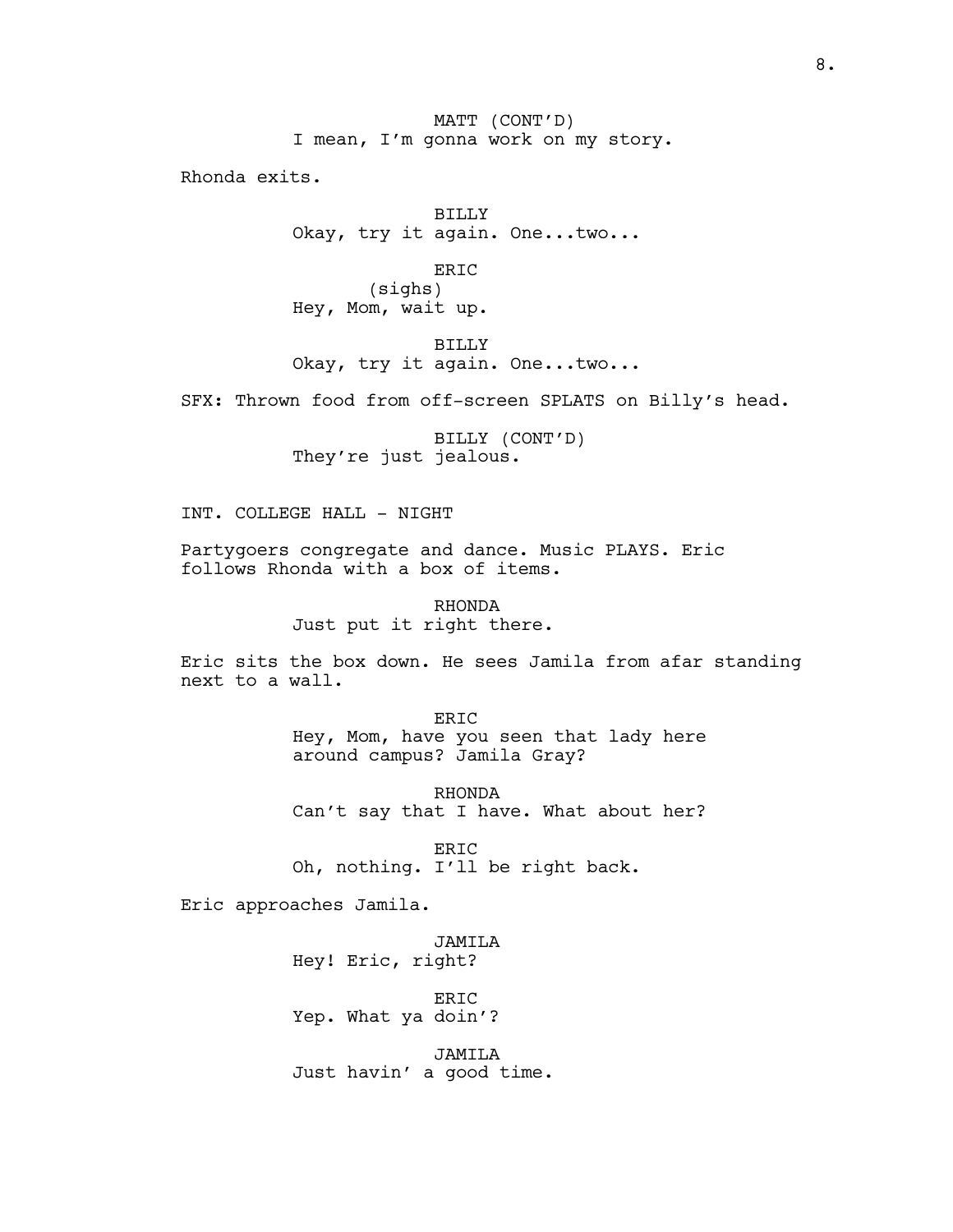MATT (CONT'D)
I mean, I'm gonna work on my story.

Rhonda exits.

BILLY
Okay, try it again. One...two...

ERIC
(sighs)
Hey, Mom, wait up.

BILLY
Okay, try it again. One...two...

SFX: Thrown food from off-screen SPLATS on Billy's head.

BILLY (CONT'D)
They're just jealous.

INT. COLLEGE HALL - NIGHT

Partygoers congregate and dance. Music PLAYS. Eric follows Rhonda with a box of items.

RHONDA
Just put it right there.

Eric sits the box down. He sees Jamila from afar standing next to a wall.

ERIC
Hey, Mom, have you seen that lady here around campus? Jamila Gray?

RHONDA
Can't say that I have. What about her?

ERIC
Oh, nothing. I'll be right back.

Eric approaches Jamila.

JAMILA
Hey! Eric, right?

ERIC
Yep. What ya doin'?

JAMILA
Just havin' a good time.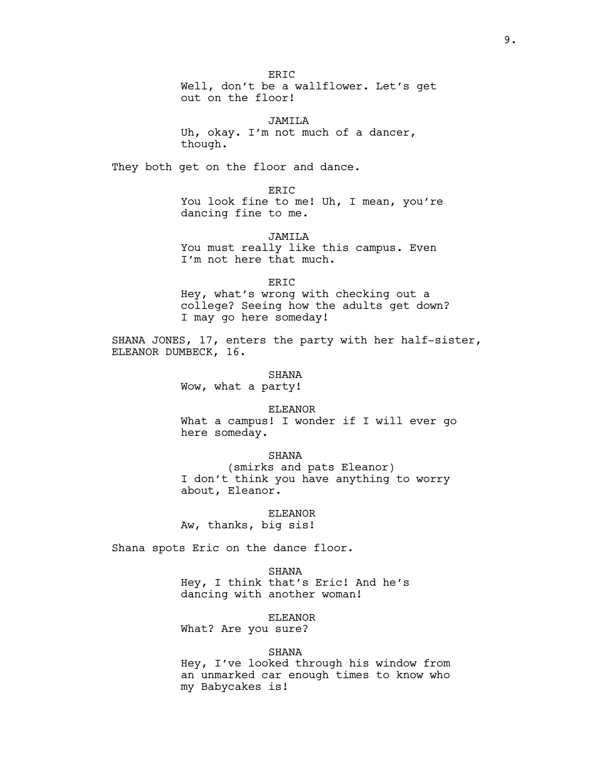ERIC
Well, don't be a wallflower. Let's get out on the floor!

JAMILA
Uh, okay. I'm not much of a dancer, though.

They both get on the floor and dance.

ERIC
You look fine to me! Uh, I mean, you're dancing fine to me.

JAMILA
You must really like this campus. Even I'm not here that much.

ERIC
Hey, what's wrong with checking out a college? Seeing how the adults get down? I may go here someday!

SHANA JONES, 17, enters the party with her half-sister, ELEANOR DUMBECK, 16.

SHANA
Wow, what a party!

ELEANOR
What a campus! I wonder if I will ever go here someday.

SHANA
(smirks and pats Eleanor)
I don't think you have anything to worry about, Eleanor.

ELEANOR
Aw, thanks, big sis!

Shana spots Eric on the dance floor.

SHANA
Hey, I think that's Eric! And he's dancing with another woman!

ELEANOR
What? Are you sure?

SHANA
Hey, I've looked through his window from an unmarked car enough times to know who my Babycakes is!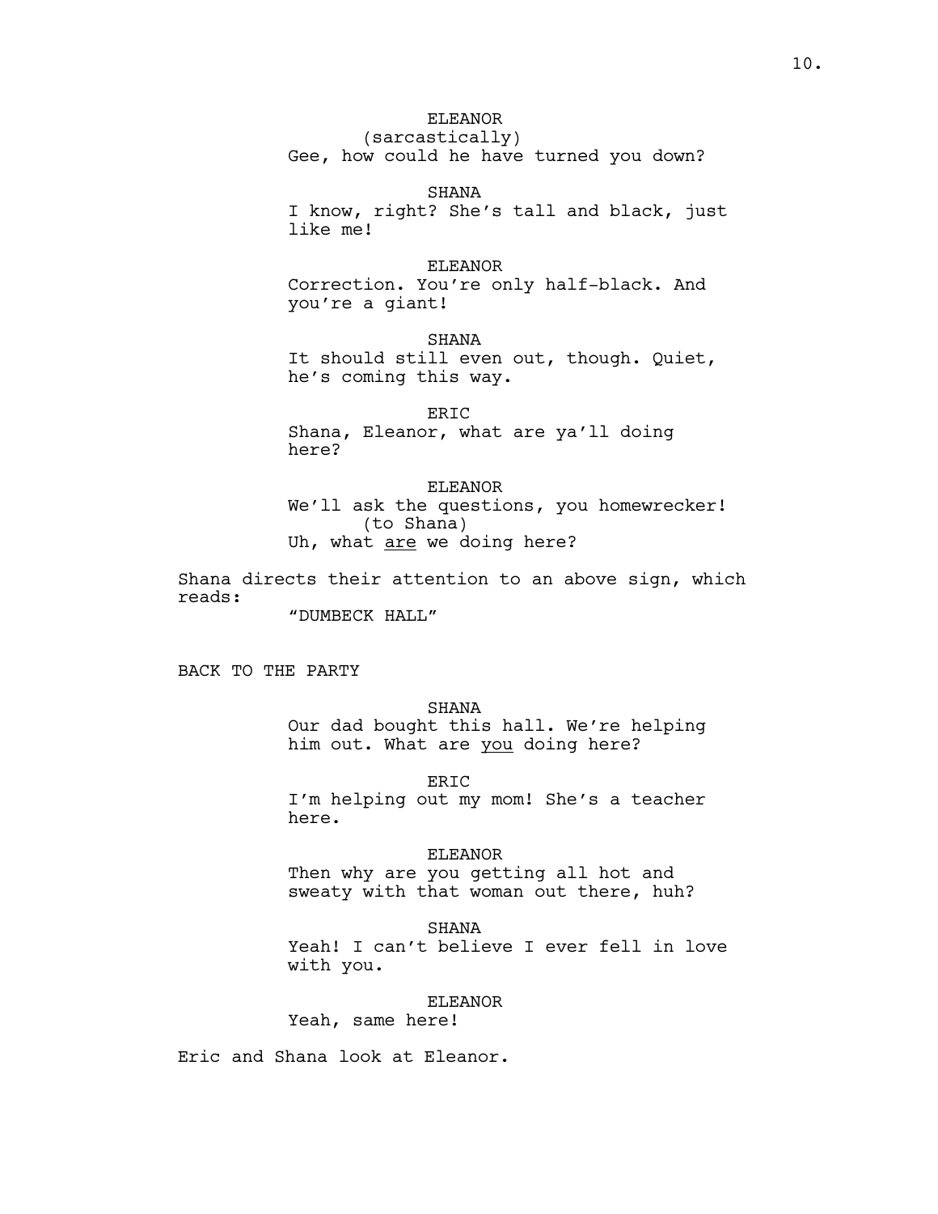ELEANOR
(sarcastically)
Gee, how could he have turned you down?

SHANA
I know, right? She's tall and black, just like me!

ELEANOR
Correction. You're only half-black. And you're a giant!

SHANA
It should still even out, though. Quiet, he's coming this way.

ERIC
Shana, Eleanor, what are ya'll doing here?

ELEANOR
We'll ask the questions, you homewrecker!
(to Shana)
Uh, what <u>are</u> we doing here?

Shana directs their attention to an above sign, which reads:

"DUMBECK HALL"

BACK TO THE PARTY

SHANA
Our dad bought this hall. We're helping him out. What are <u>you</u> doing here?

ERIC
I'm helping out my mom! She's a teacher here.

ELEANOR
Then why are you getting all hot and sweaty with that woman out there, huh?

SHANA
Yeah! I can't believe I ever fell in love with you.

ELEANOR
Yeah, same here!

Eric and Shana look at Eleanor.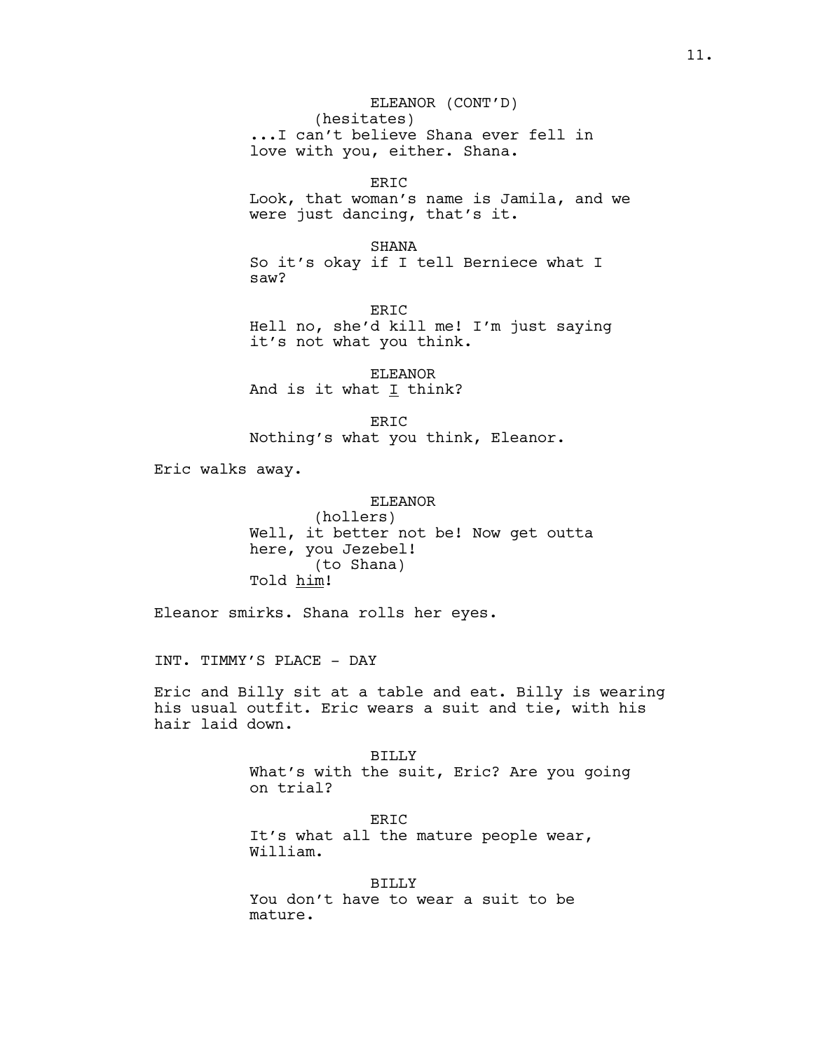ELEANOR (CONT'D)
(hesitates)
...I can't believe Shana ever fell in love with you, either. Shana.

ERIC
Look, that woman's name is Jamila, and we were just dancing, that's it.

SHANA
So it's okay if I tell Berniece what I saw?

ERIC
Hell no, she'd kill me! I'm just saying it's not what you think.

ELEANOR
And is it what _I_ think?

ERIC
Nothing's what you think, Eleanor.

Eric walks away.

ELEANOR
(hollers)
Well, it better not be! Now get outta here, you Jezebel!
(to Shana)
Told _him_!

Eleanor smirks. Shana rolls her eyes.

INT. TIMMY'S PLACE - DAY

Eric and Billy sit at a table and eat. Billy is wearing his usual outfit. Eric wears a suit and tie, with his hair laid down.

BILLY
What's with the suit, Eric? Are you going on trial?

ERIC
It's what all the mature people wear, William.

BILLY
You don't have to wear a suit to be mature.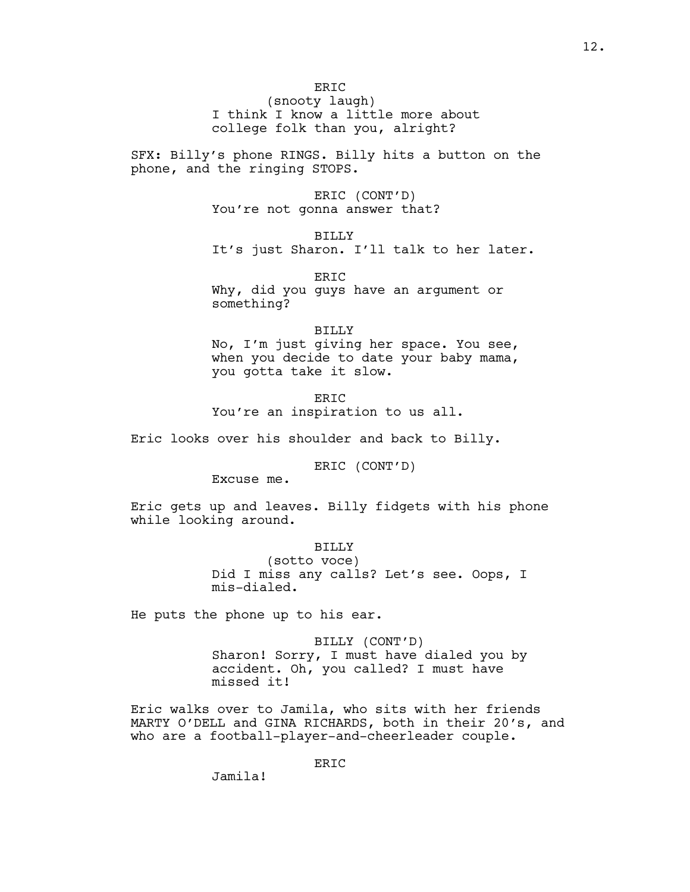ERIC
(snooty laugh)
I think I know a little more about college folk than you, alright?

SFX: Billy's phone RINGS. Billy hits a button on the phone, and the ringing STOPS.

ERIC (CONT'D)
You're not gonna answer that?

BILLY
It's just Sharon. I'll talk to her later.

ERIC
Why, did you guys have an argument or something?

BILLY
No, I'm just giving her space. You see, when you decide to date your baby mama, you gotta take it slow.

ERIC
You're an inspiration to us all.

Eric looks over his shoulder and back to Billy.

ERIC (CONT'D)
Excuse me.

Eric gets up and leaves. Billy fidgets with his phone while looking around.

BILLY
(sotto voce)
Did I miss any calls? Let's see. Oops, I mis-dialed.

He puts the phone up to his ear.

BILLY (CONT'D)
Sharon! Sorry, I must have dialed you by accident. Oh, you called? I must have missed it!

Eric walks over to Jamila, who sits with her friends MARTY O'DELL and GINA RICHARDS, both in their 20's, and who are a football-player-and-cheerleader couple.

ERIC
Jamila!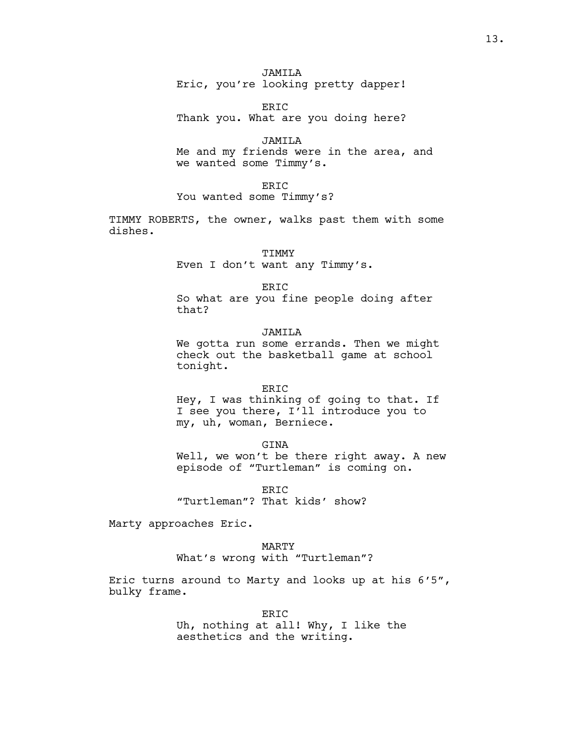JAMILA

Eric, you're looking pretty dapper!

ERIC

Thank you. What are you doing here?

JAMILA

Me and my friends were in the area, and we wanted some Timmy's.

ERIC

You wanted some Timmy's?

TIMMY ROBERTS, the owner, walks past them with some dishes.

TIMMY

Even I don't want any Timmy's.

ERIC

So what are you fine people doing after that?

JAMILA

We gotta run some errands. Then we might check out the basketball game at school tonight.

ERIC

Hey, I was thinking of going to that. If I see you there, I'll introduce you to my, uh, woman, Berniece.

GINA

Well, we won't be there right away. A new episode of "Turtleman" is coming on.

ERIC

"Turtleman"? That kids' show?

Marty approaches Eric.

MARTY

What's wrong with "Turtleman"?

Eric turns around to Marty and looks up at his 6'5", bulky frame.

ERIC

Uh, nothing at all! Why, I like the aesthetics and the writing.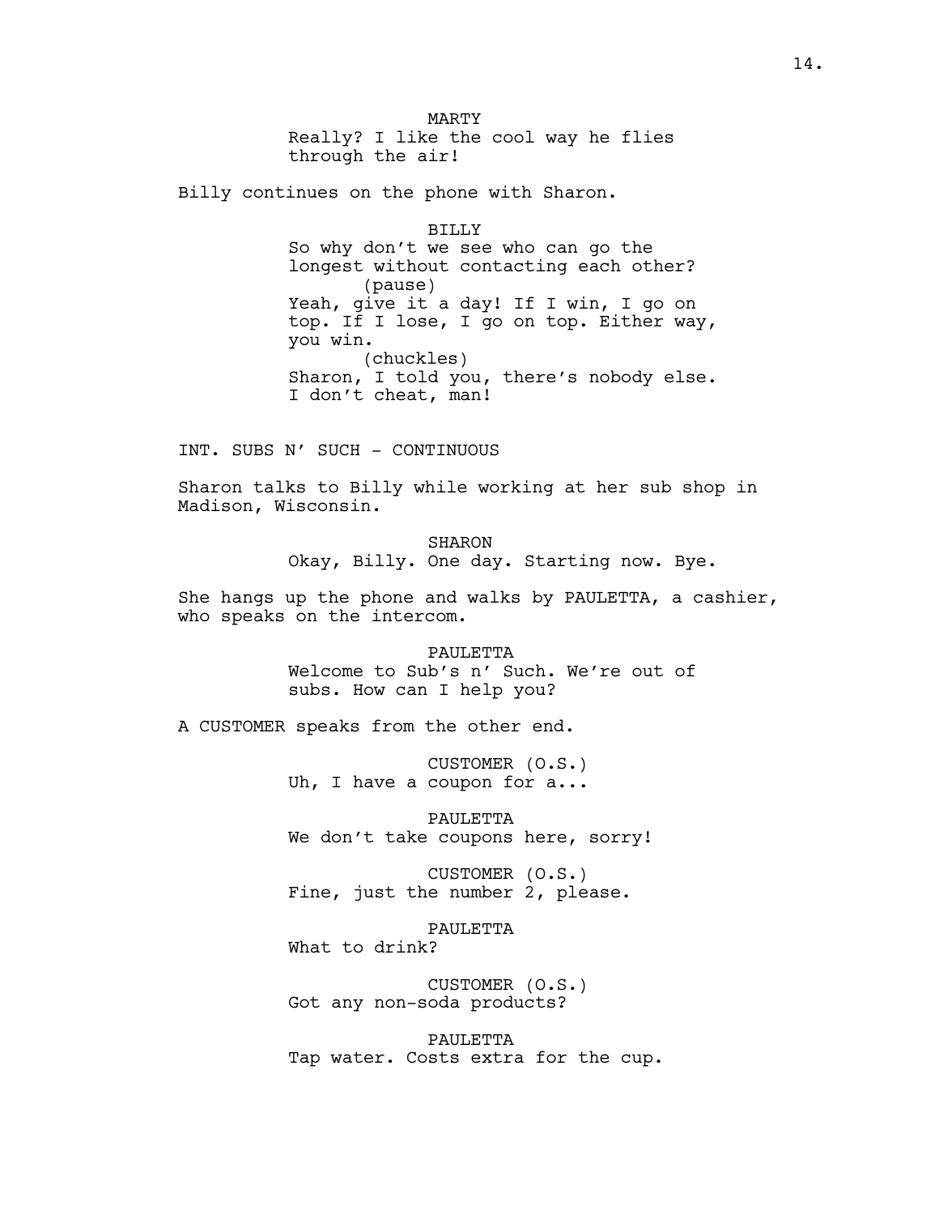MARTY
Really? I like the cool way he flies through the air!

Billy continues on the phone with Sharon.

BILLY
So why don't we see who can go the longest without contacting each other?
(pause)
Yeah, give it a day! If I win, I go on top. If I lose, I go on top. Either way, you win.
(chuckles)
Sharon, I told you, there's nobody else. I don't cheat, man!

INT. SUBS N' SUCH - CONTINUOUS

Sharon talks to Billy while working at her sub shop in Madison, Wisconsin.

SHARON
Okay, Billy. One day. Starting now. Bye.

She hangs up the phone and walks by PAULETTA, a cashier, who speaks on the intercom.

PAULETTA
Welcome to Sub's n' Such. We're out of subs. How can I help you?

A CUSTOMER speaks from the other end.

CUSTOMER (O.S.)
Uh, I have a coupon for a...

PAULETTA
We don't take coupons here, sorry!

CUSTOMER (O.S.)
Fine, just the number 2, please.

PAULETTA
What to drink?

CUSTOMER (O.S.)
Got any non-soda products?

PAULETTA
Tap water. Costs extra for the cup.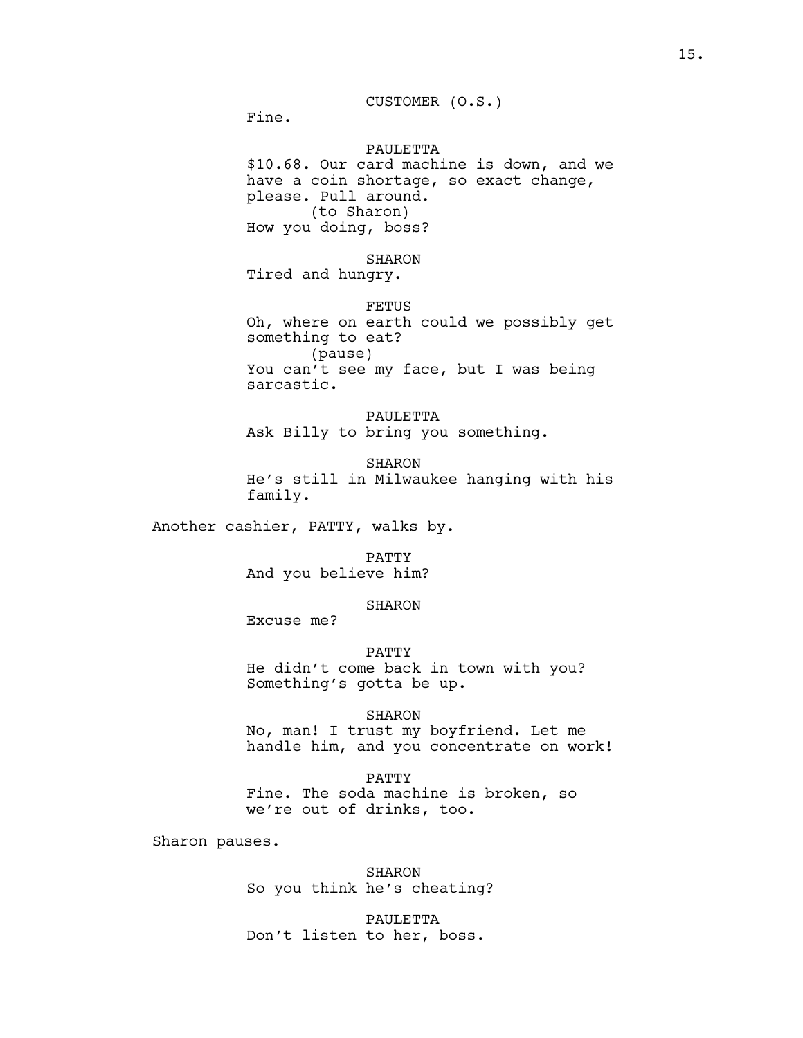CUSTOMER (O.S.)
Fine.

PAULETTA
$10.68. Our card machine is down, and we have a coin shortage, so exact change, please. Pull around.
(to Sharon)
How you doing, boss?

SHARON
Tired and hungry.

FETUS
Oh, where on earth could we possibly get something to eat?
(pause)
You can't see my face, but I was being sarcastic.

PAULETTA
Ask Billy to bring you something.

SHARON
He's still in Milwaukee hanging with his family.

Another cashier, PATTY, walks by.

PATTY
And you believe him?

SHARON
Excuse me?

PATTY
He didn't come back in town with you? Something's gotta be up.

SHARON
No, man! I trust my boyfriend. Let me handle him, and you concentrate on work!

PATTY
Fine. The soda machine is broken, so we're out of drinks, too.

Sharon pauses.

SHARON
So you think he's cheating?

PAULETTA
Don't listen to her, boss.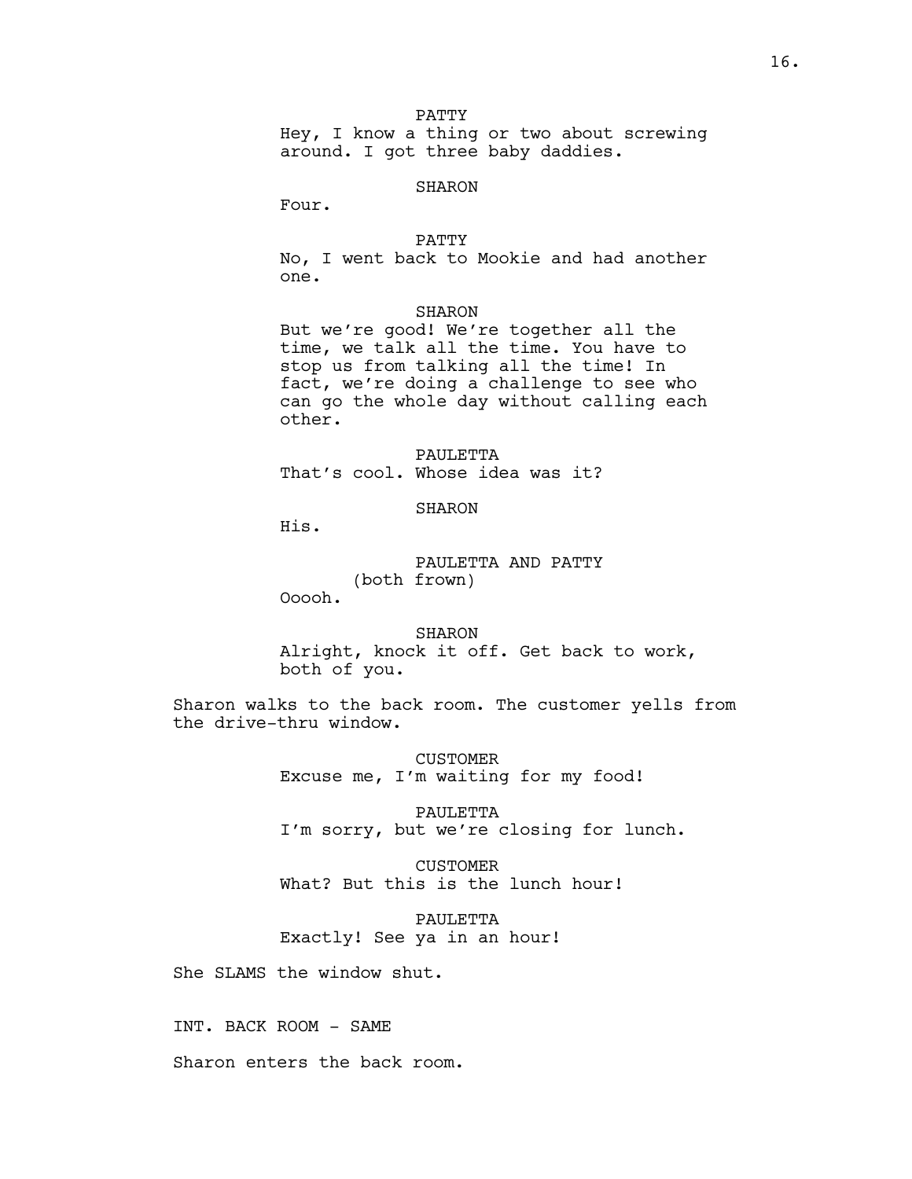PATTY
Hey, I know a thing or two about screwing around. I got three baby daddies.

SHARON
Four.

PATTY
No, I went back to Mookie and had another one.

SHARON
But we're good! We're together all the time, we talk all the time. You have to stop us from talking all the time! In fact, we're doing a challenge to see who can go the whole day without calling each other.

PAULETTA
That's cool. Whose idea was it?

SHARON
His.

PAULETTA AND PATTY
(both frown)
Ooooh.

SHARON
Alright, knock it off. Get back to work, both of you.

Sharon walks to the back room. The customer yells from the drive-thru window.

CUSTOMER
Excuse me, I'm waiting for my food!

PAULETTA
I'm sorry, but we're closing for lunch.

CUSTOMER
What? But this is the lunch hour!

PAULETTA
Exactly! See ya in an hour!

She SLAMS the window shut.

INT. BACK ROOM - SAME

Sharon enters the back room.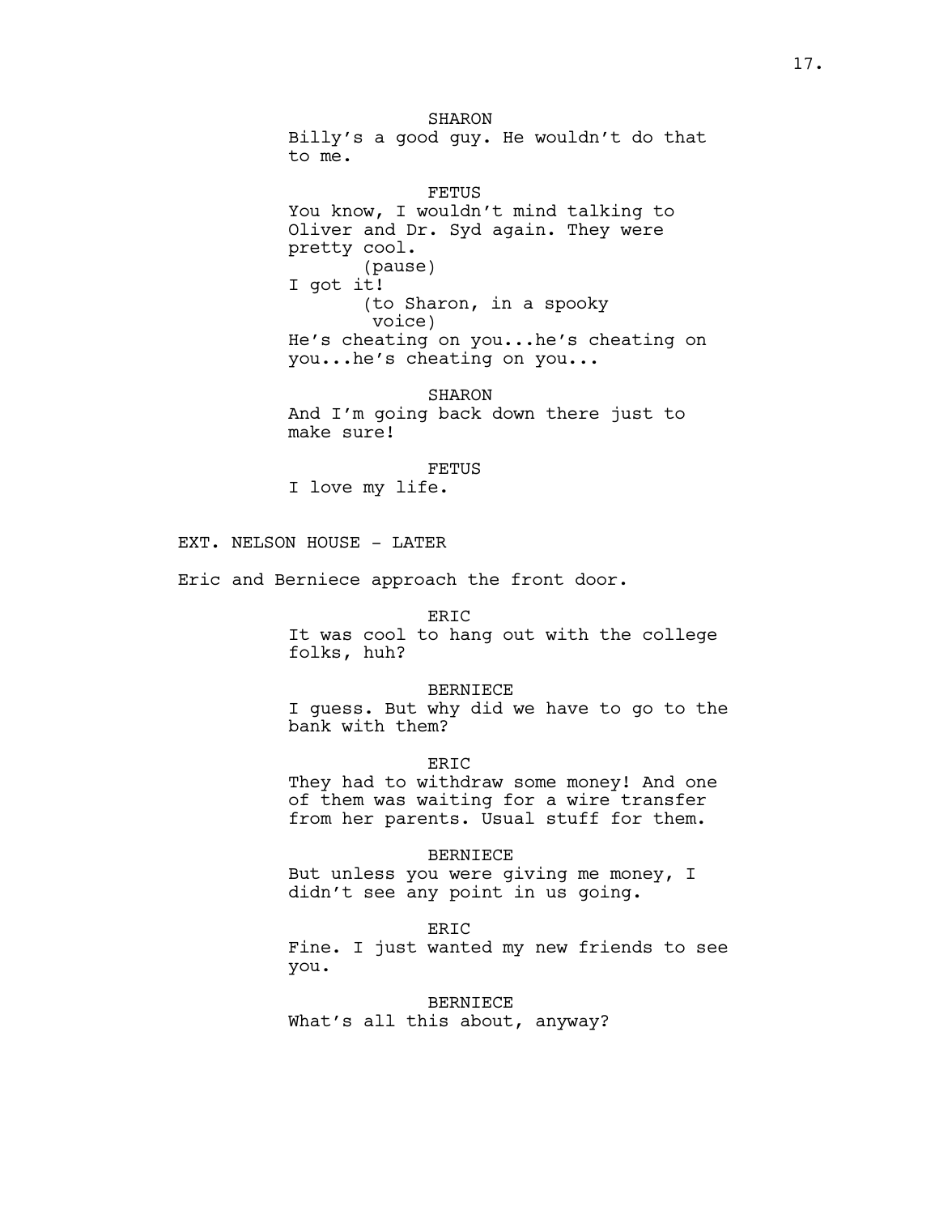SHARON
Billy's a good guy. He wouldn't do that to me.

FETUS
You know, I wouldn't mind talking to Oliver and Dr. Syd again. They were pretty cool.
(pause)
I got it!
(to Sharon, in a spooky voice)
He's cheating on you...he's cheating on you...he's cheating on you...

SHARON
And I'm going back down there just to make sure!

FETUS
I love my life.

EXT. NELSON HOUSE - LATER

Eric and Berniece approach the front door.

ERIC
It was cool to hang out with the college folks, huh?

BERNIECE
I guess. But why did we have to go to the bank with them?

ERIC
They had to withdraw some money! And one of them was waiting for a wire transfer from her parents. Usual stuff for them.

BERNIECE
But unless you were giving me money, I didn't see any point in us going.

ERIC
Fine. I just wanted my new friends to see you.

BERNIECE
What's all this about, anyway?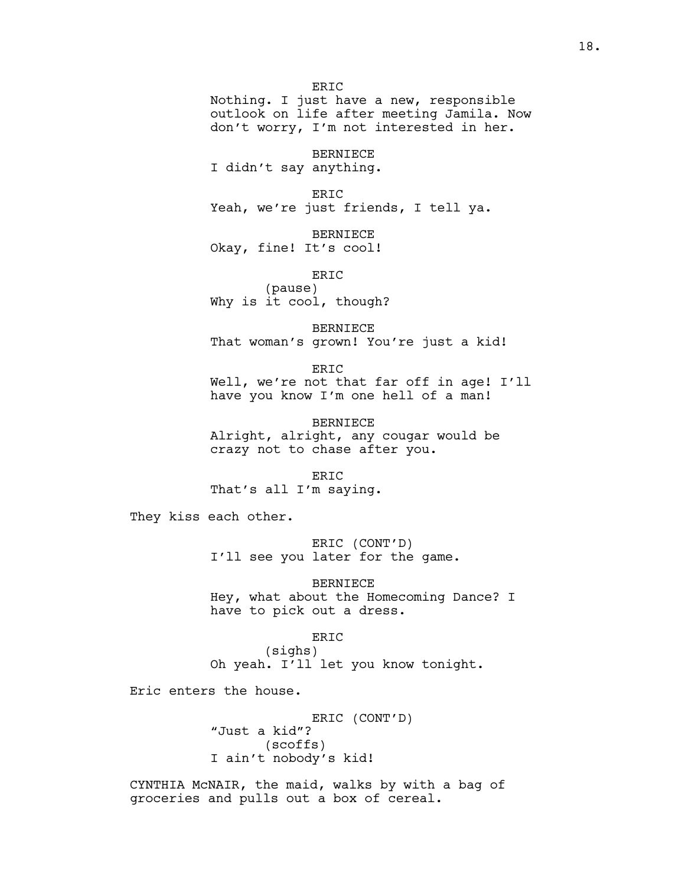ERIC
Nothing. I just have a new, responsible outlook on life after meeting Jamila. Now don't worry, I'm not interested in her.

BERNIECE
I didn't say anything.

ERIC
Yeah, we're just friends, I tell ya.

BERNIECE
Okay, fine! It's cool!

ERIC
(pause)
Why is it cool, though?

BERNIECE
That woman's grown! You're just a kid!

ERIC
Well, we're not that far off in age! I'll have you know I'm one hell of a man!

BERNIECE
Alright, alright, any cougar would be crazy not to chase after you.

ERIC
That's all I'm saying.

They kiss each other.

ERIC (CONT'D)
I'll see you later for the game.

BERNIECE
Hey, what about the Homecoming Dance? I have to pick out a dress.

ERIC
(sighs)
Oh yeah. I'll let you know tonight.

Eric enters the house.

ERIC (CONT'D)
"Just a kid"?
(scoffs)
I ain't nobody's kid!

CYNTHIA McNAIR, the maid, walks by with a bag of groceries and pulls out a box of cereal.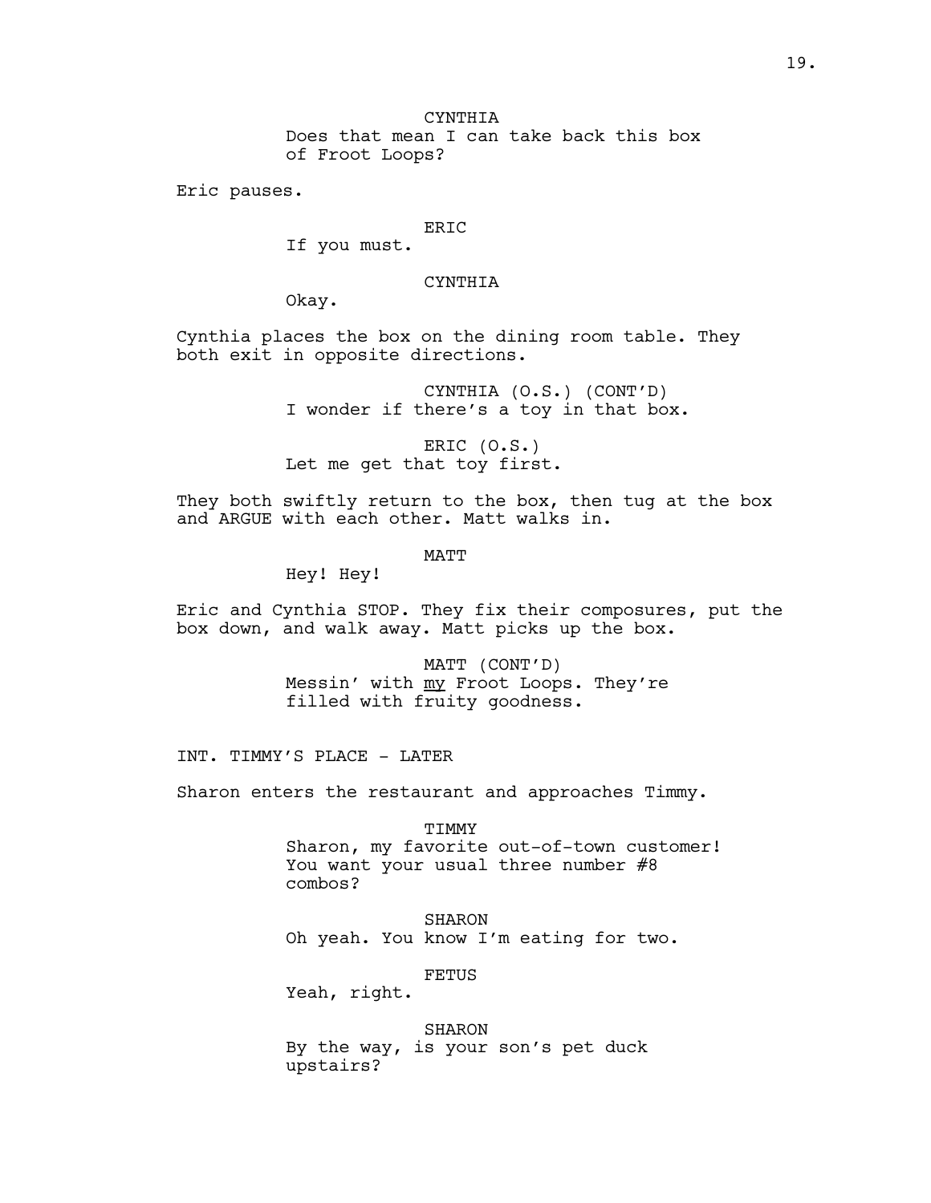CYNTHIA
Does that mean I can take back this box of Froot Loops?

Eric pauses.

ERIC
If you must.

CYNTHIA
Okay.

Cynthia places the box on the dining room table. They both exit in opposite directions.

CYNTHIA (O.S.) (CONT'D)
I wonder if there's a toy in that box.

ERIC (O.S.)
Let me get that toy first.

They both swiftly return to the box, then tug at the box and ARGUE with each other. Matt walks in.

MATT
Hey! Hey!

Eric and Cynthia STOP. They fix their composures, put the box down, and walk away. Matt picks up the box.

MATT (CONT'D)
Messin' with <u>my</u> Froot Loops. They're filled with fruity goodness.

INT. TIMMY'S PLACE - LATER

Sharon enters the restaurant and approaches Timmy.

TIMMY
Sharon, my favorite out-of-town customer! You want your usual three number #8 combos?

SHARON
Oh yeah. You know I'm eating for two.

FETUS
Yeah, right.

SHARON
By the way, is your son's pet duck upstairs?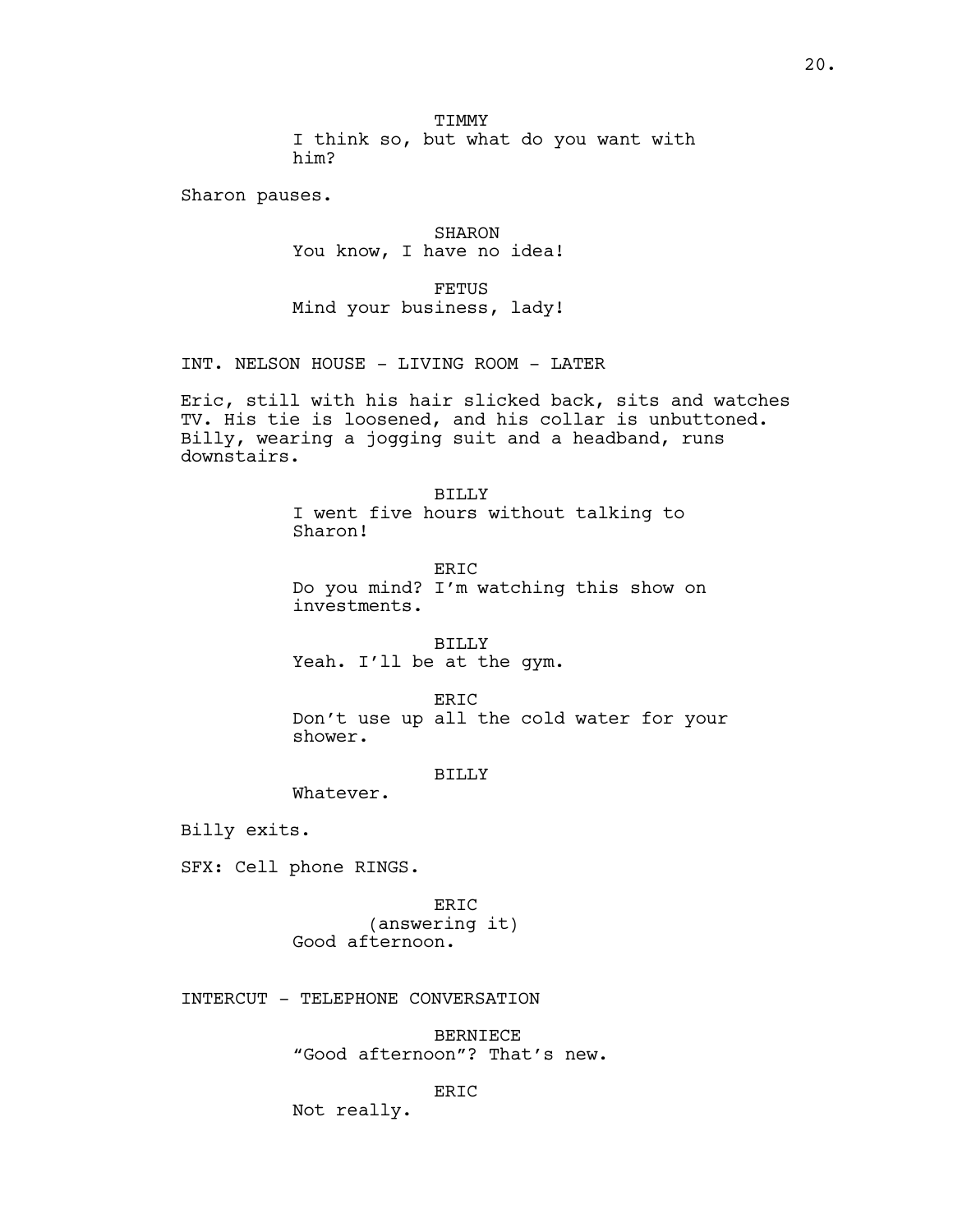TIMMY
I think so, but what do you want with him?

Sharon pauses.

SHARON
You know, I have no idea!

FETUS
Mind your business, lady!

INT. NELSON HOUSE - LIVING ROOM - LATER

Eric, still with his hair slicked back, sits and watches TV. His tie is loosened, and his collar is unbuttoned. Billy, wearing a jogging suit and a headband, runs downstairs.

BILLY
I went five hours without talking to Sharon!

ERIC
Do you mind? I'm watching this show on investments.

BILLY
Yeah. I'll be at the gym.

ERIC
Don't use up all the cold water for your shower.

BILLY
Whatever.

Billy exits.

SFX: Cell phone RINGS.

ERIC
(answering it)
Good afternoon.

INTERCUT - TELEPHONE CONVERSATION

BERNIECE
"Good afternoon"? That's new.

ERIC
Not really.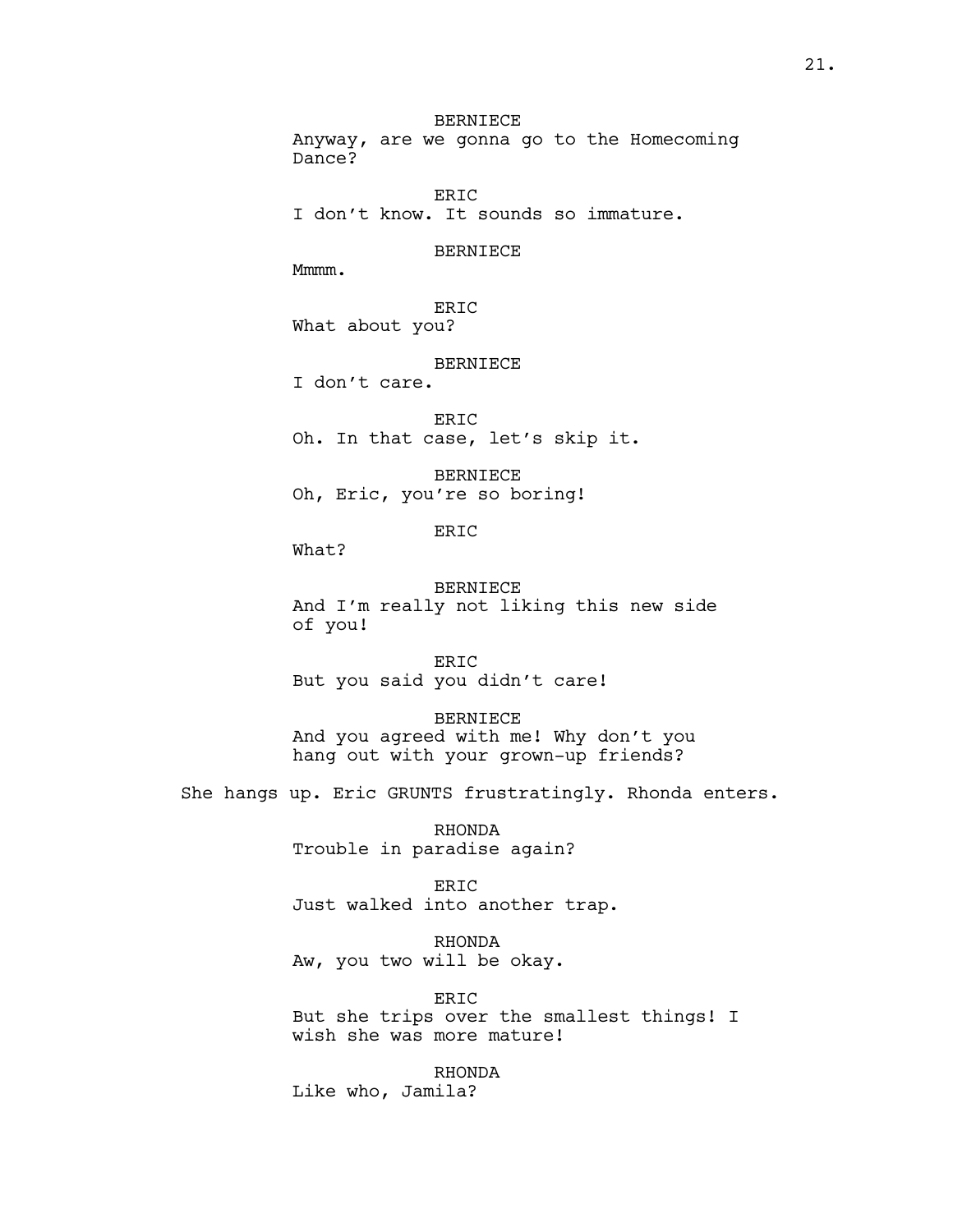BERNIECE
Anyway, are we gonna go to the Homecoming Dance?

ERIC
I don't know. It sounds so immature.

BERNIECE
Mmmm.

ERIC
What about you?

BERNIECE
I don't care.

ERIC
Oh. In that case, let's skip it.

BERNIECE
Oh, Eric, you're so boring!

ERIC
What?

BERNIECE
And I'm really not liking this new side of you!

ERIC
But you said you didn't care!

BERNIECE
And you agreed with me! Why don't you hang out with your grown-up friends?

She hangs up. Eric GRUNTS frustratingly. Rhonda enters.

RHONDA
Trouble in paradise again?

ERIC
Just walked into another trap.

RHONDA
Aw, you two will be okay.

ERIC
But she trips over the smallest things! I wish she was more mature!

RHONDA
Like who, Jamila?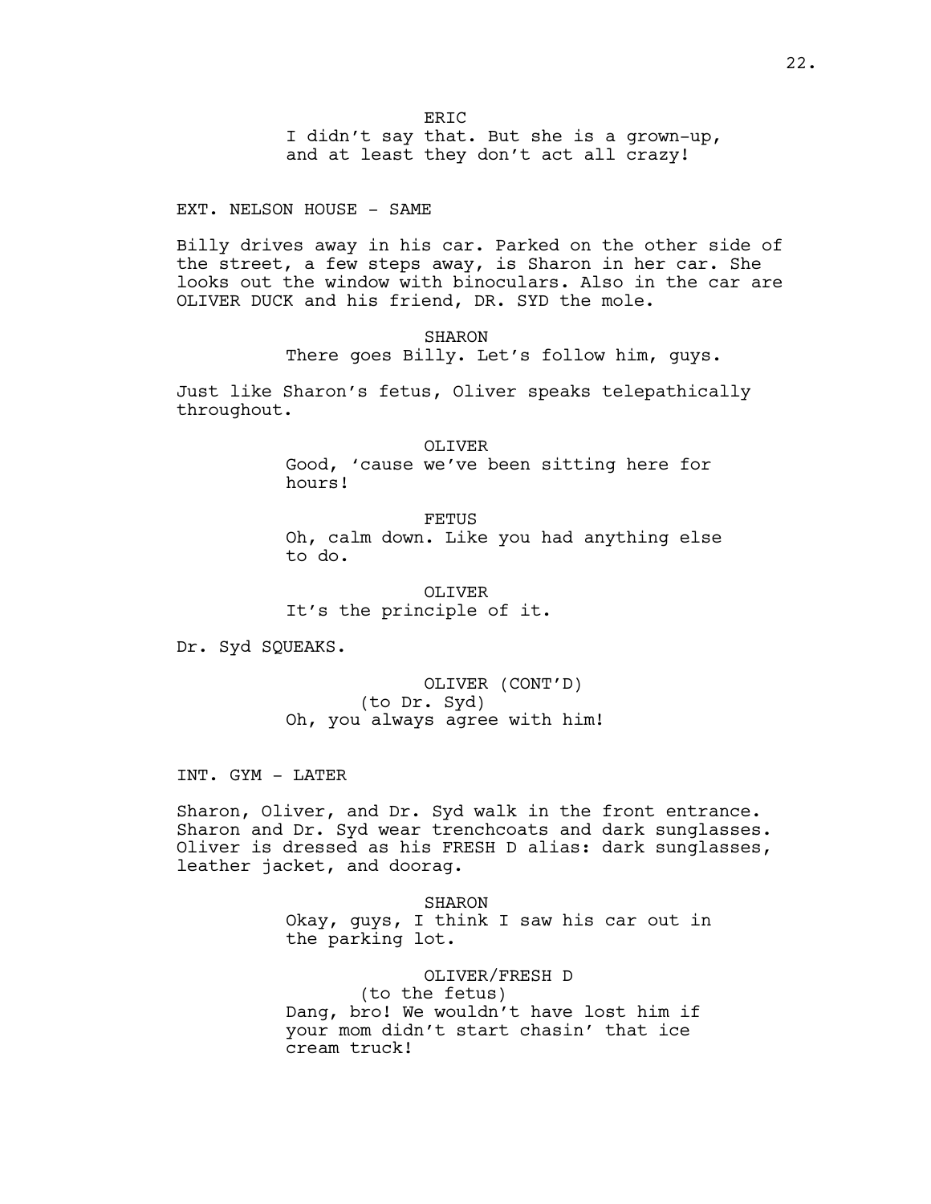ERIC

I didn't say that. But she is a grown-up, and at least they don't act all crazy!

EXT. NELSON HOUSE - SAME

Billy drives away in his car. Parked on the other side of the street, a few steps away, is Sharon in her car. She looks out the window with binoculars. Also in the car are OLIVER DUCK and his friend, DR. SYD the mole.

SHARON

There goes Billy. Let's follow him, guys.

Just like Sharon's fetus, Oliver speaks telepathically throughout.

OLIVER

Good, 'cause we've been sitting here for hours!

FETUS

Oh, calm down. Like you had anything else to do.

OLIVER

It's the principle of it.

Dr. Syd SQUEAKS.

OLIVER (CONT'D)
(to Dr. Syd)
Oh, you always agree with him!

INT. GYM - LATER

Sharon, Oliver, and Dr. Syd walk in the front entrance. Sharon and Dr. Syd wear trenchcoats and dark sunglasses. Oliver is dressed as his FRESH D alias: dark sunglasses, leather jacket, and doorag.

SHARON

Okay, guys, I think I saw his car out in the parking lot.

OLIVER/FRESH D
(to the fetus)
Dang, bro! We wouldn't have lost him if your mom didn't start chasin' that ice cream truck!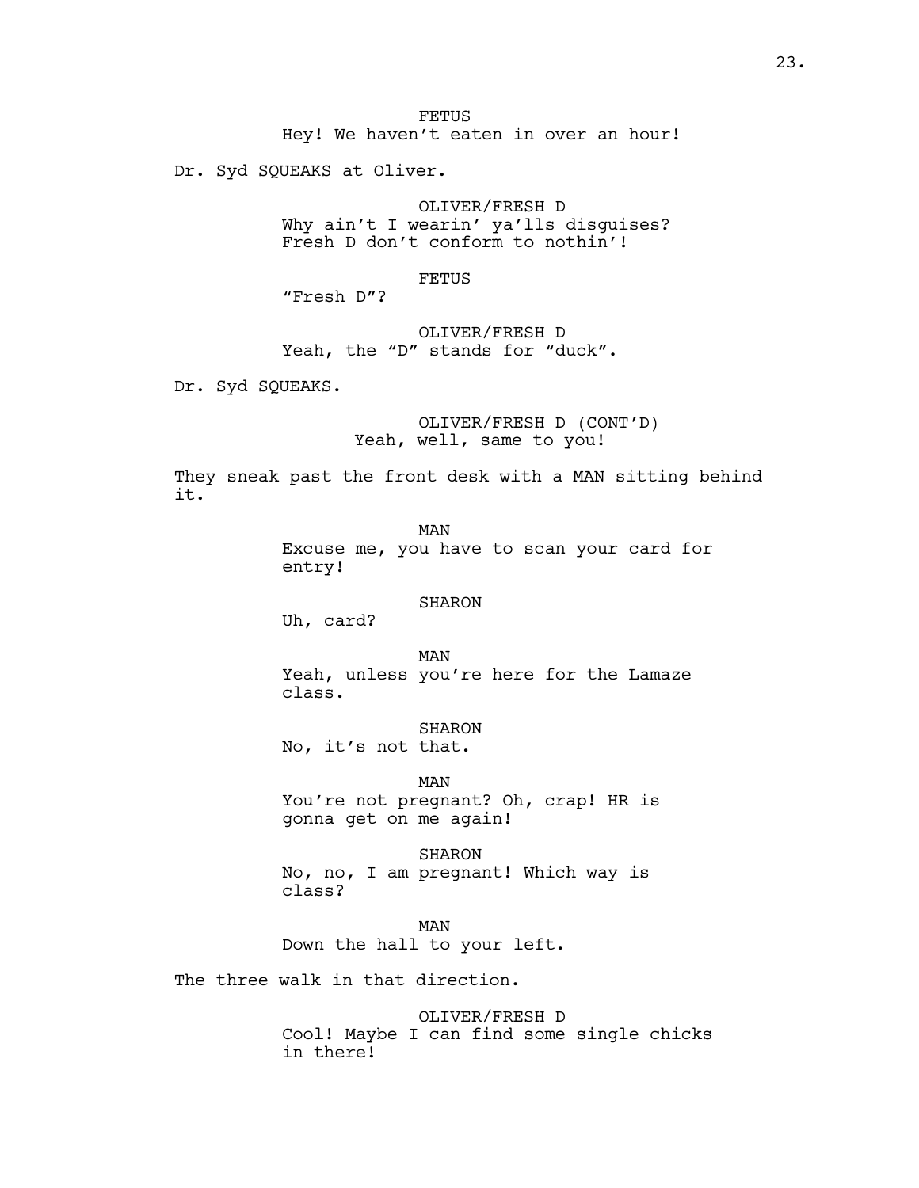FETUS
Hey! We haven't eaten in over an hour!

Dr. Syd SQUEAKS at Oliver.

OLIVER/FRESH D
Why ain't I wearin' ya'lls disguises? Fresh D don't conform to nothin'!

FETUS
"Fresh D"?

OLIVER/FRESH D
Yeah, the "D" stands for "duck".

Dr. Syd SQUEAKS.

OLIVER/FRESH D (CONT'D)
Yeah, well, same to you!

They sneak past the front desk with a MAN sitting behind it.

MAN
Excuse me, you have to scan your card for entry!

SHARON
Uh, card?

MAN
Yeah, unless you're here for the Lamaze class.

SHARON
No, it's not that.

MAN
You're not pregnant? Oh, crap! HR is gonna get on me again!

SHARON
No, no, I am pregnant! Which way is class?

MAN
Down the hall to your left.

The three walk in that direction.

OLIVER/FRESH D
Cool! Maybe I can find some single chicks in there!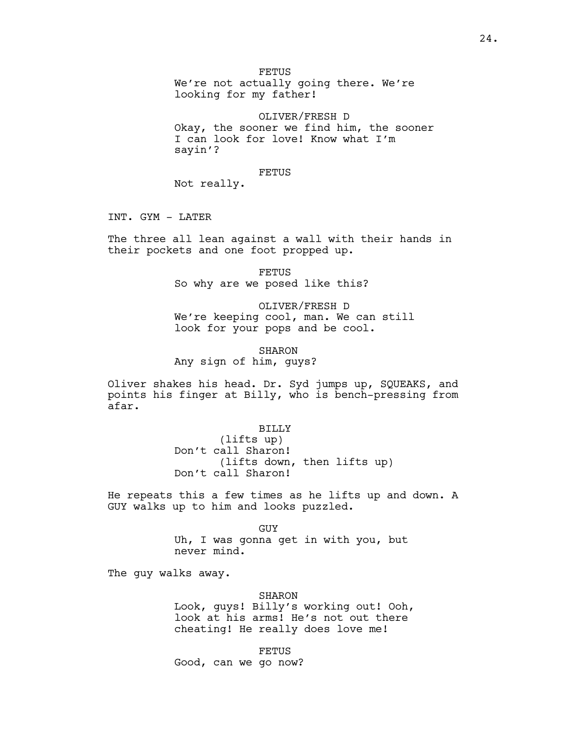FETUS
We're not actually going there. We're looking for my father!

OLIVER/FRESH D
Okay, the sooner we find him, the sooner I can look for love! Know what I'm sayin'?

FETUS
Not really.

INT. GYM - LATER

The three all lean against a wall with their hands in their pockets and one foot propped up.

FETUS
So why are we posed like this?

OLIVER/FRESH D
We're keeping cool, man. We can still look for your pops and be cool.

SHARON
Any sign of him, guys?

Oliver shakes his head. Dr. Syd jumps up, SQUEAKS, and points his finger at Billy, who is bench-pressing from afar.

BILLY
(lifts up)
Don't call Sharon!
(lifts down, then lifts up)
Don't call Sharon!

He repeats this a few times as he lifts up and down. A GUY walks up to him and looks puzzled.

GUY
Uh, I was gonna get in with you, but never mind.

The guy walks away.

SHARON
Look, guys! Billy's working out! Ooh, look at his arms! He's not out there cheating! He really does love me!

FETUS
Good, can we go now?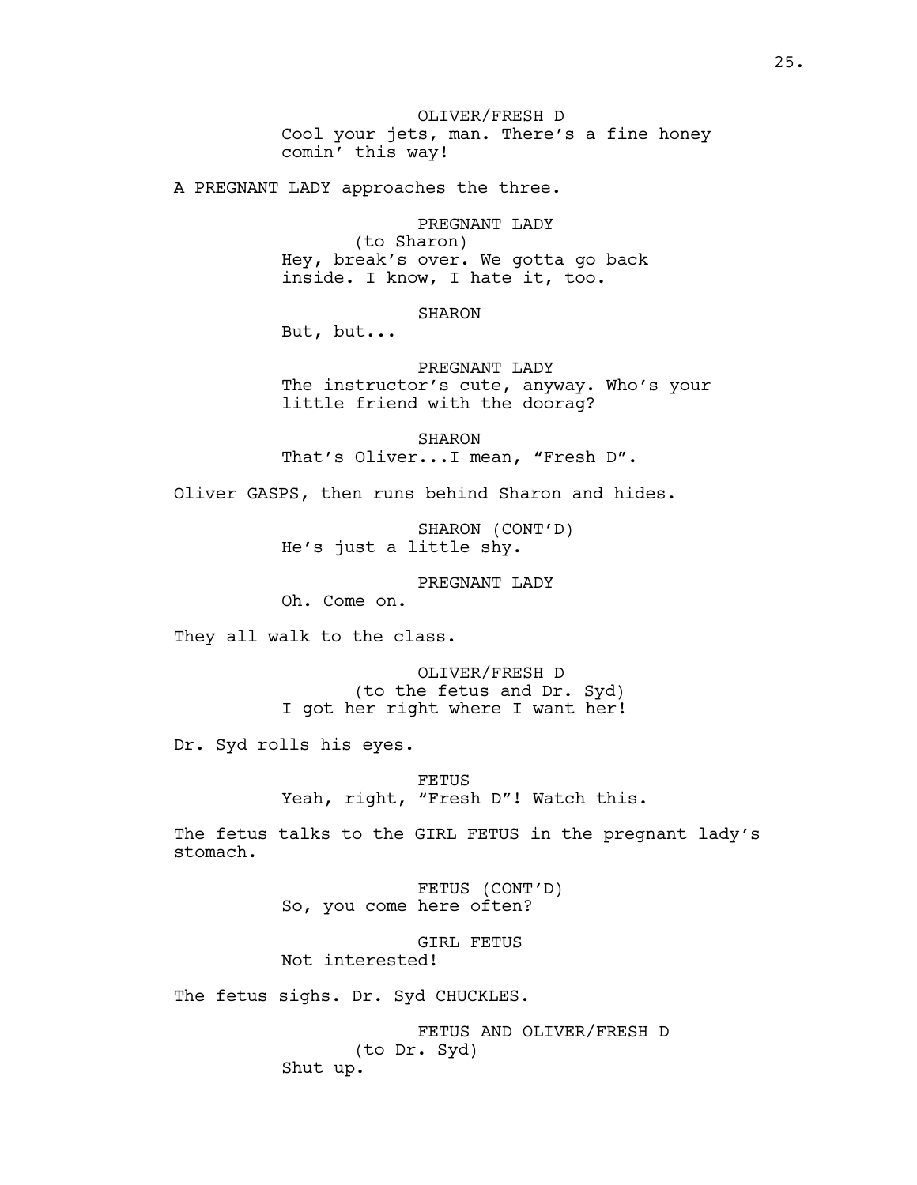OLIVER/FRESH D
Cool your jets, man. There's a fine honey comin' this way!

A PREGNANT LADY approaches the three.

PREGNANT LADY
(to Sharon)
Hey, break's over. We gotta go back inside. I know, I hate it, too.

SHARON
But, but...

PREGNANT LADY
The instructor's cute, anyway. Who's your little friend with the doorag?

SHARON
That's Oliver...I mean, "Fresh D".

Oliver GASPS, then runs behind Sharon and hides.

SHARON (CONT'D)
He's just a little shy.

PREGNANT LADY
Oh. Come on.

They all walk to the class.

OLIVER/FRESH D
(to the fetus and Dr. Syd)
I got her right where I want her!

Dr. Syd rolls his eyes.

FETUS
Yeah, right, "Fresh D"! Watch this.

The fetus talks to the GIRL FETUS in the pregnant lady's stomach.

FETUS (CONT'D)
So, you come here often?

GIRL FETUS
Not interested!

The fetus sighs. Dr. Syd CHUCKLES.

FETUS AND OLIVER/FRESH D
(to Dr. Syd)
Shut up.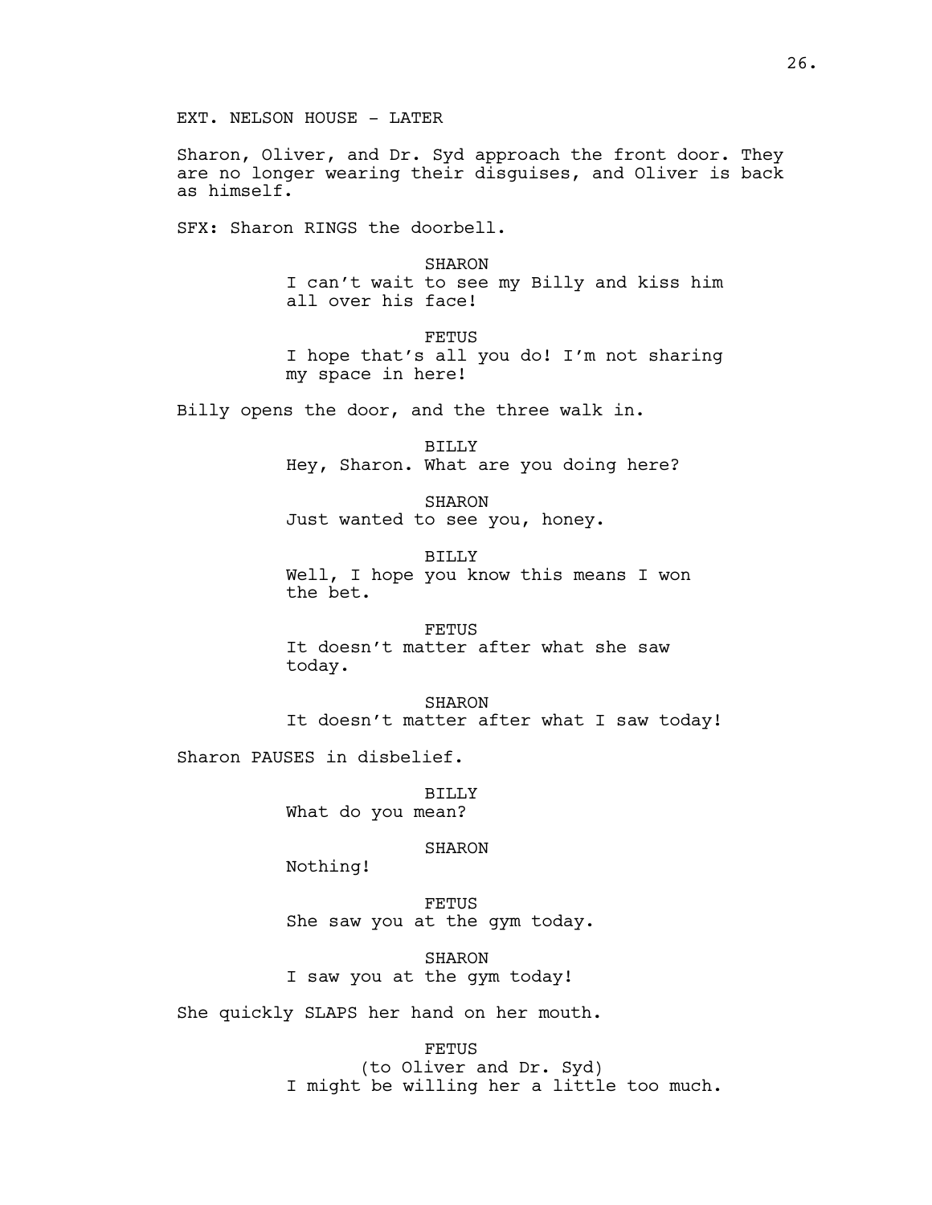EXT. NELSON HOUSE - LATER

Sharon, Oliver, and Dr. Syd approach the front door. They are no longer wearing their disguises, and Oliver is back as himself.

SFX: Sharon RINGS the doorbell.

SHARON
I can't wait to see my Billy and kiss him all over his face!

FETUS
I hope that's all you do! I'm not sharing my space in here!

Billy opens the door, and the three walk in.

BILLY
Hey, Sharon. What are you doing here?

SHARON
Just wanted to see you, honey.

BILLY
Well, I hope you know this means I won the bet.

FETUS
It doesn't matter after what she saw today.

SHARON
It doesn't matter after what I saw today!

Sharon PAUSES in disbelief.

BILLY
What do you mean?

SHARON
Nothing!

FETUS
She saw you at the gym today.

SHARON
I saw you at the gym today!

She quickly SLAPS her hand on her mouth.

FETUS
(to Oliver and Dr. Syd)
I might be willing her a little too much.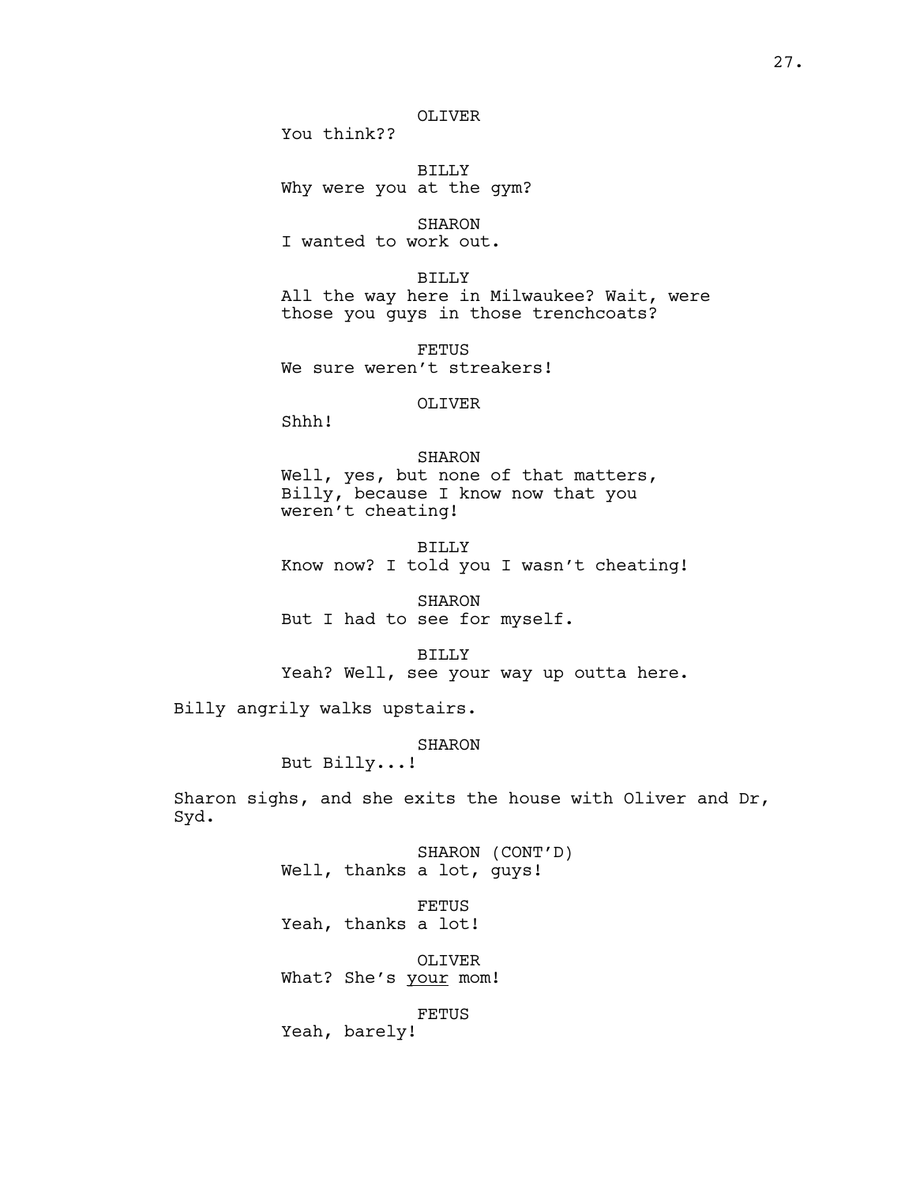OLIVER

You think??

BILLY

Why were you at the gym?

SHARON

I wanted to work out.

BILLY

All the way here in Milwaukee? Wait, were those you guys in those trenchcoats?

FETUS

We sure weren't streakers!

OLIVER

Shhh!

SHARON

Well, yes, but none of that matters, Billy, because I know now that you weren't cheating!

BILLY

Know now? I told you I wasn't cheating!

SHARON

But I had to see for myself.

BILLY

Yeah? Well, see your way up outta here.

Billy angrily walks upstairs.

SHARON

But Billy...!

Sharon sighs, and she exits the house with Oliver and Dr, Syd.

SHARON (CONT'D)

Well, thanks a lot, guys!

FETUS

Yeah, thanks a lot!

OLIVER

What? She's <u>your</u> mom!

FETUS

Yeah, barely!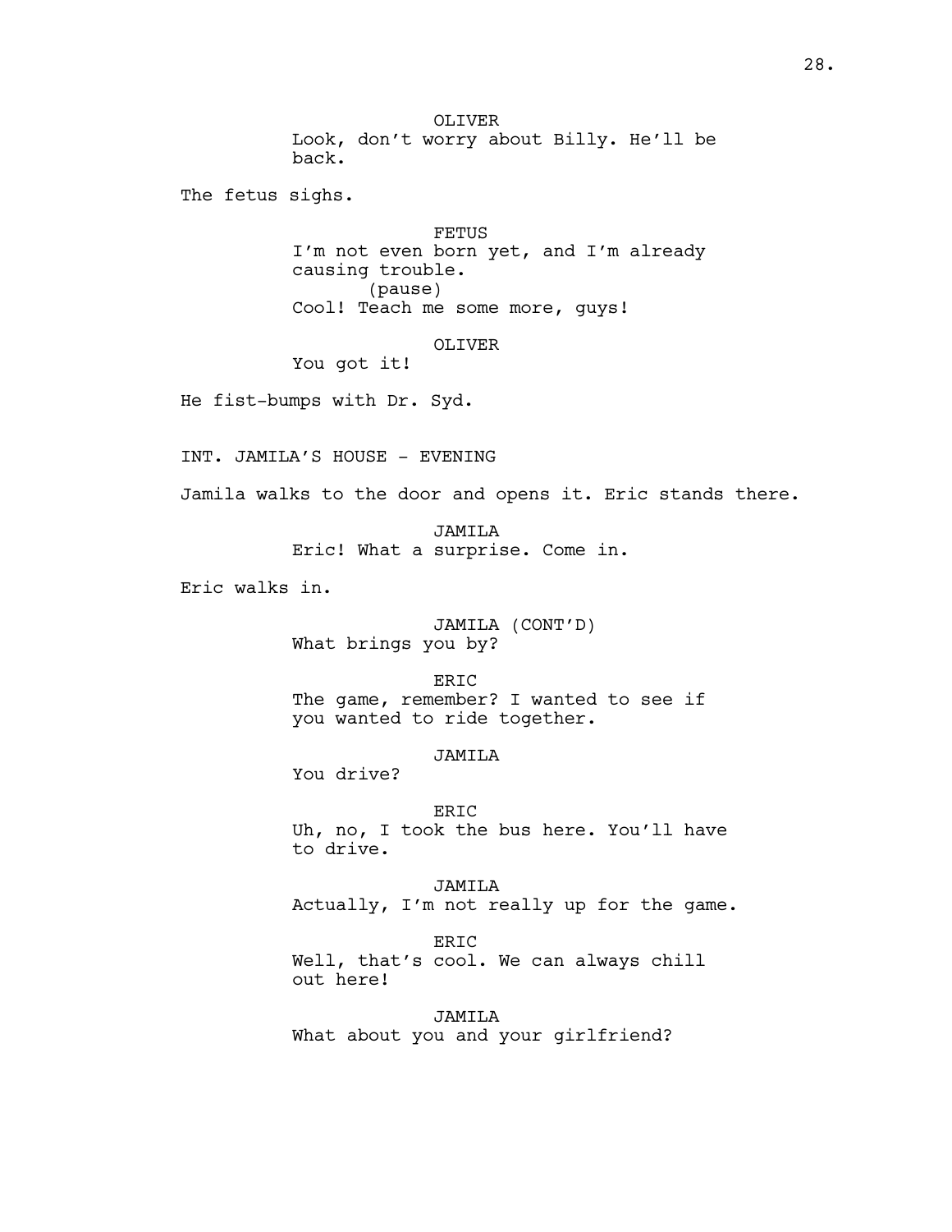OLIVER
Look, don't worry about Billy. He'll be back.

The fetus sighs.

FETUS
I'm not even born yet, and I'm already causing trouble.
(pause)
Cool! Teach me some more, guys!

OLIVER
You got it!

He fist-bumps with Dr. Syd.

INT. JAMILA'S HOUSE - EVENING

Jamila walks to the door and opens it. Eric stands there.

JAMILA
Eric! What a surprise. Come in.

Eric walks in.

JAMILA (CONT'D)
What brings you by?

ERIC
The game, remember? I wanted to see if you wanted to ride together.

JAMILA
You drive?

ERIC
Uh, no, I took the bus here. You'll have to drive.

JAMILA
Actually, I'm not really up for the game.

ERIC
Well, that's cool. We can always chill out here!

JAMILA
What about you and your girlfriend?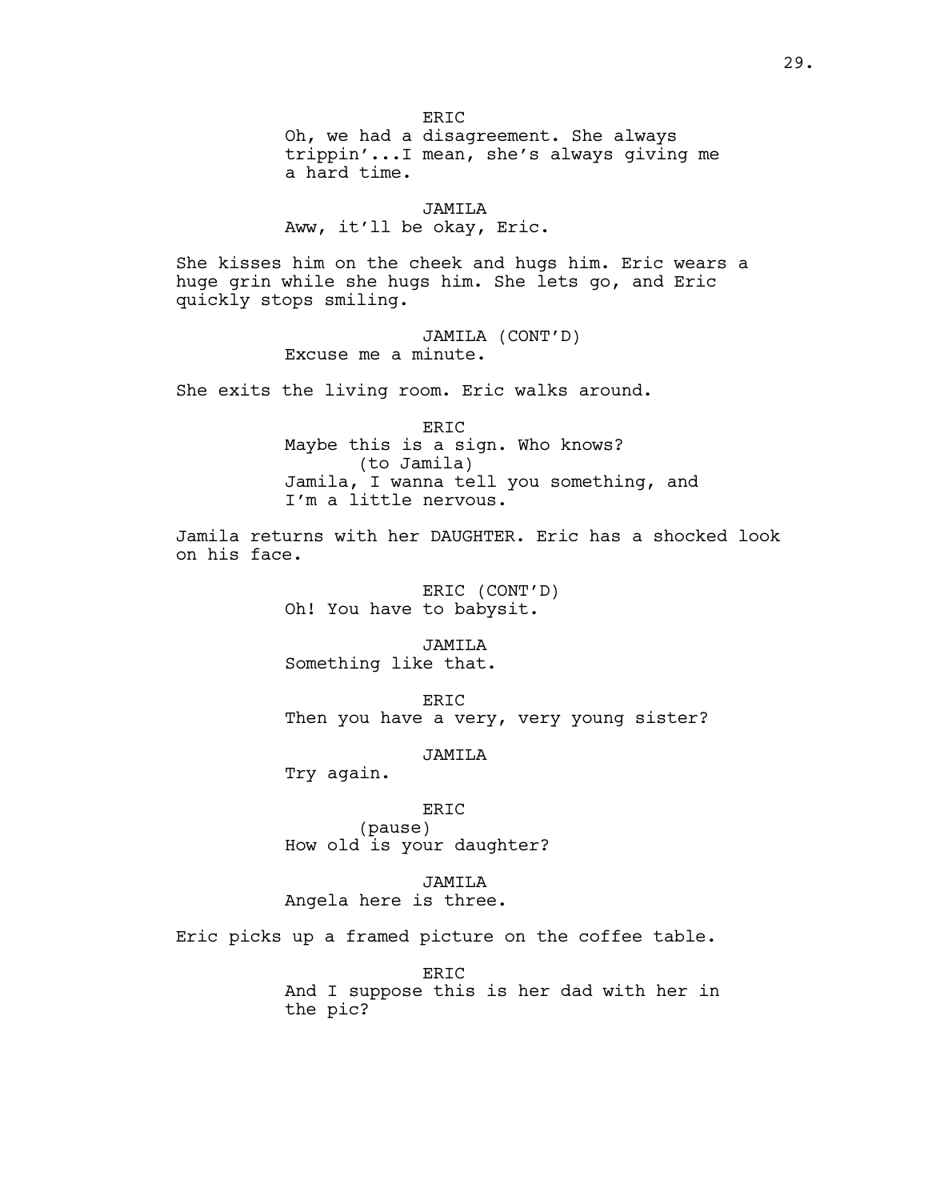ERIC
Oh, we had a disagreement. She always trippin'...I mean, she's always giving me a hard time.

JAMILA
Aww, it'll be okay, Eric.

She kisses him on the cheek and hugs him. Eric wears a huge grin while she hugs him. She lets go, and Eric quickly stops smiling.

JAMILA (CONT'D)
Excuse me a minute.

She exits the living room. Eric walks around.

ERIC
Maybe this is a sign. Who knows?
(to Jamila)
Jamila, I wanna tell you something, and I'm a little nervous.

Jamila returns with her DAUGHTER. Eric has a shocked look on his face.

ERIC (CONT'D)
Oh! You have to babysit.

JAMILA
Something like that.

ERIC
Then you have a very, very young sister?

JAMILA
Try again.

ERIC
(pause)
How old is your daughter?

JAMILA
Angela here is three.

Eric picks up a framed picture on the coffee table.

ERIC
And I suppose this is her dad with her in the pic?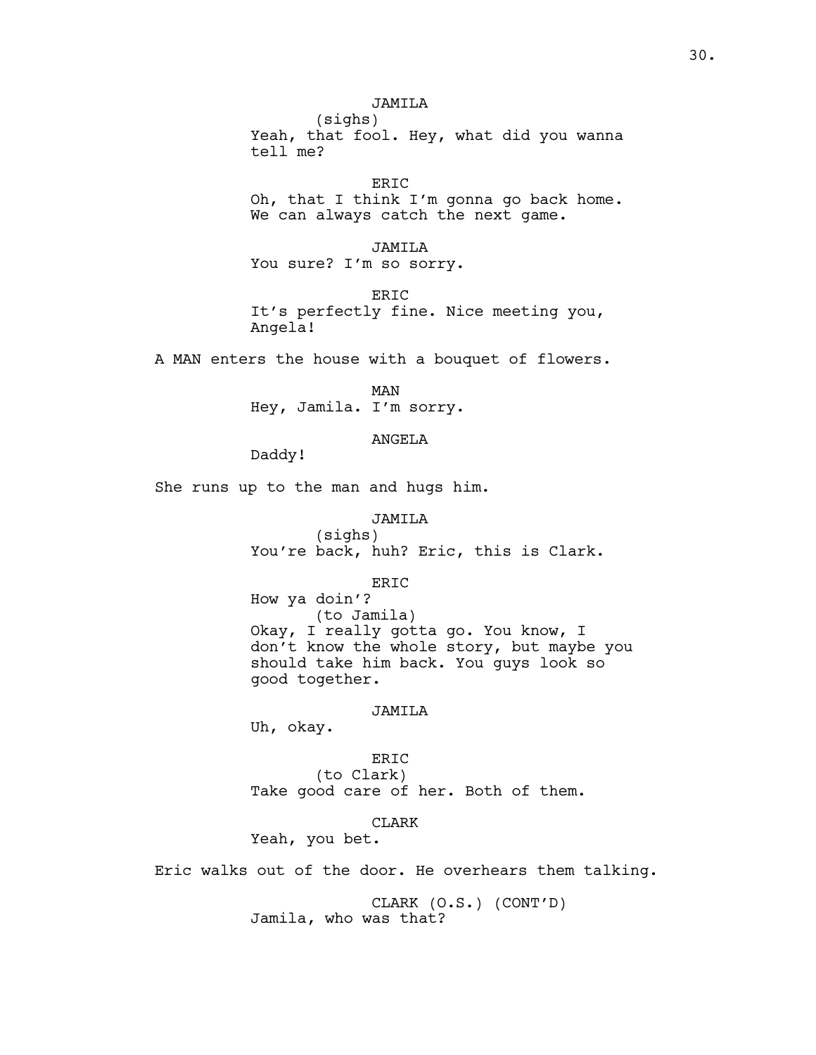JAMILA
(sighs)
Yeah, that fool. Hey, what did you wanna tell me?

ERIC
Oh, that I think I'm gonna go back home. We can always catch the next game.

JAMILA
You sure? I'm so sorry.

ERIC
It's perfectly fine. Nice meeting you, Angela!

A MAN enters the house with a bouquet of flowers.

MAN
Hey, Jamila. I'm sorry.

ANGELA
Daddy!

She runs up to the man and hugs him.

JAMILA
(sighs)
You're back, huh? Eric, this is Clark.

ERIC
How ya doin'?
(to Jamila)
Okay, I really gotta go. You know, I don't know the whole story, but maybe you should take him back. You guys look so good together.

JAMILA
Uh, okay.

ERIC
(to Clark)
Take good care of her. Both of them.

CLARK
Yeah, you bet.

Eric walks out of the door. He overhears them talking.

CLARK (O.S.) (CONT'D)
Jamila, who was that?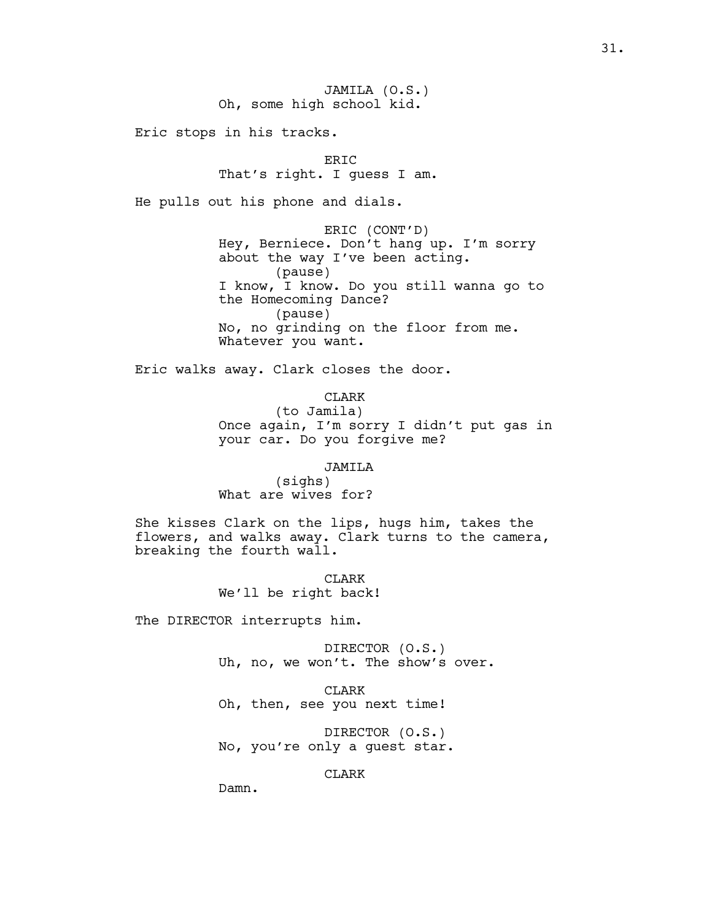JAMILA (O.S.)
Oh, some high school kid.

Eric stops in his tracks.

ERIC
That's right. I guess I am.

He pulls out his phone and dials.

ERIC (CONT'D)
Hey, Berniece. Don't hang up. I'm sorry about the way I've been acting.
(pause)
I know, I know. Do you still wanna go to the Homecoming Dance?
(pause)
No, no grinding on the floor from me. Whatever you want.

Eric walks away. Clark closes the door.

CLARK
(to Jamila)
Once again, I'm sorry I didn't put gas in your car. Do you forgive me?

JAMILA
(sighs)
What are wives for?

She kisses Clark on the lips, hugs him, takes the flowers, and walks away. Clark turns to the camera, breaking the fourth wall.

CLARK
We'll be right back!

The DIRECTOR interrupts him.

DIRECTOR (O.S.)
Uh, no, we won't. The show's over.

CLARK
Oh, then, see you next time!

DIRECTOR (O.S.)
No, you're only a guest star.

CLARK
Damn.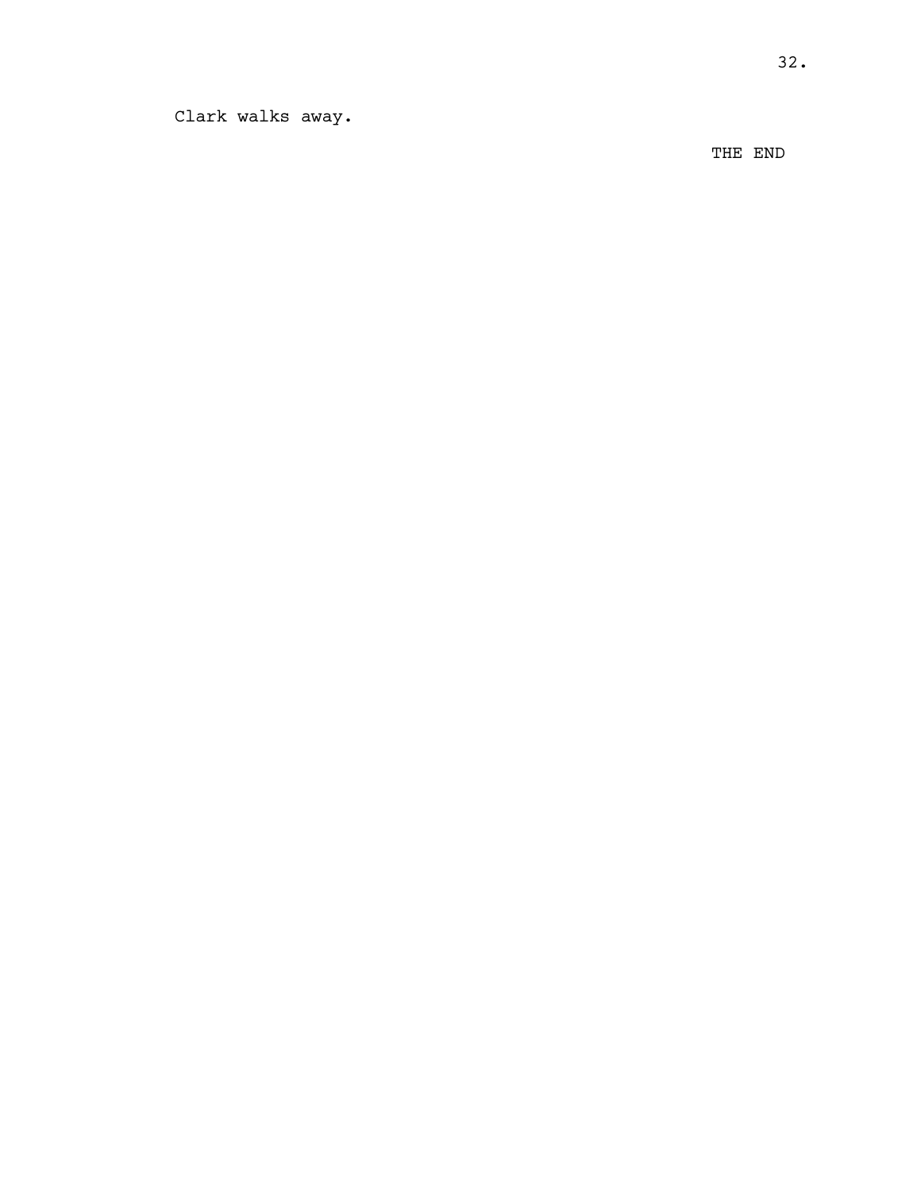Clark walks away.

THE END